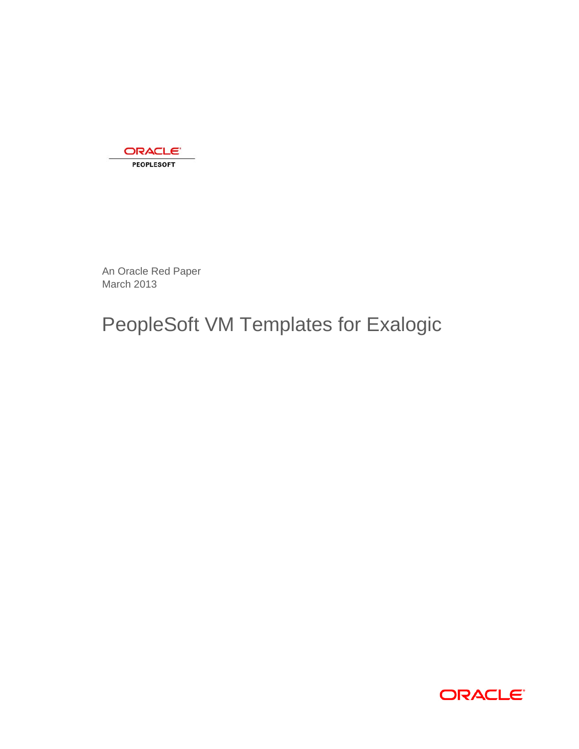ORACLE
PEOPLESOFT

An Oracle Red Paper
March 2013

# PeopleSoft VM Templates for Exalogic

ORACLE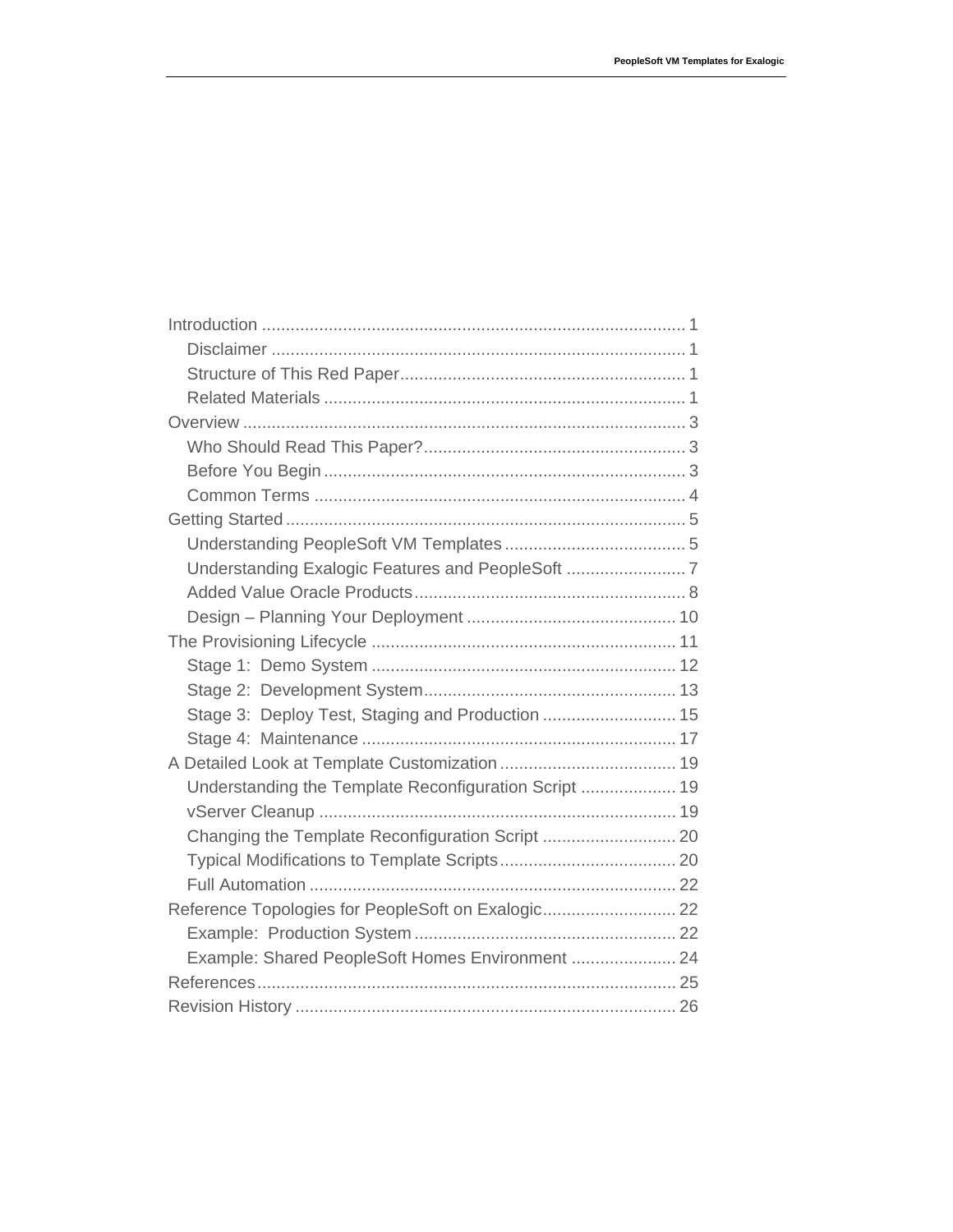Introduction ........................................................................................ 1

- Disclaimer ...................................................................................... 1
- Structure of This Red Paper ........................................................... 1
- Related Materials ............................................................................ 1

Overview ............................................................................................ 3

- Who Should Read This Paper? ....................................................... 3
- Before You Begin ........................................................................... 3
- Common Terms ............................................................................. 4

Getting Started ................................................................................... 5

- Understanding PeopleSoft VM Templates ...................................... 5
- Understanding Exalogic Features and PeopleSoft ......................... 7
- Added Value Oracle Products ......................................................... 8
- Design – Planning Your Deployment ............................................ 10

The Provisioning Lifecycle ............................................................... 11

- Stage 1: Demo System ................................................................ 12
- Stage 2: Development System ..................................................... 13
- Stage 3: Deploy Test, Staging and Production ............................ 15
- Stage 4: Maintenance .................................................................. 17

A Detailed Look at Template Customization ..................................... 19

- Understanding the Template Reconfiguration Script .................... 19
- vServer Cleanup ........................................................................... 19
- Changing the Template Reconfiguration Script ............................ 20
- Typical Modifications to Template Scripts ..................................... 20
- Full Automation ............................................................................. 22

Reference Topologies for PeopleSoft on Exalogic ............................ 22

- Example: Production System ....................................................... 22
- Example: Shared PeopleSoft Homes Environment ...................... 24

References ........................................................................................ 25

Revision History ................................................................................ 26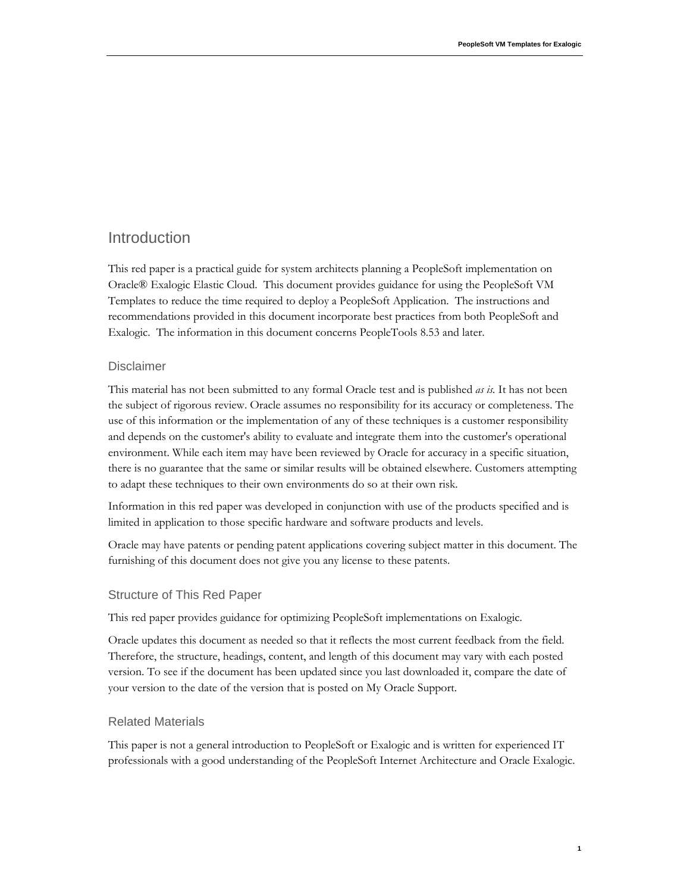# Introduction

This red paper is a practical guide for system architects planning a PeopleSoft implementation on Oracle® Exalogic Elastic Cloud. This document provides guidance for using the PeopleSoft VM Templates to reduce the time required to deploy a PeopleSoft Application. The instructions and recommendations provided in this document incorporate best practices from both PeopleSoft and Exalogic. The information in this document concerns PeopleTools 8.53 and later.

## Disclaimer

This material has not been submitted to any formal Oracle test and is published *as is*. It has not been the subject of rigorous review. Oracle assumes no responsibility for its accuracy or completeness. The use of this information or the implementation of any of these techniques is a customer responsibility and depends on the customer's ability to evaluate and integrate them into the customer's operational environment. While each item may have been reviewed by Oracle for accuracy in a specific situation, there is no guarantee that the same or similar results will be obtained elsewhere. Customers attempting to adapt these techniques to their own environments do so at their own risk.

Information in this red paper was developed in conjunction with use of the products specified and is limited in application to those specific hardware and software products and levels.

Oracle may have patents or pending patent applications covering subject matter in this document. The furnishing of this document does not give you any license to these patents.

## Structure of This Red Paper

This red paper provides guidance for optimizing PeopleSoft implementations on Exalogic.

Oracle updates this document as needed so that it reflects the most current feedback from the field. Therefore, the structure, headings, content, and length of this document may vary with each posted version. To see if the document has been updated since you last downloaded it, compare the date of your version to the date of the version that is posted on My Oracle Support.

## Related Materials

This paper is not a general introduction to PeopleSoft or Exalogic and is written for experienced IT professionals with a good understanding of the PeopleSoft Internet Architecture and Oracle Exalogic.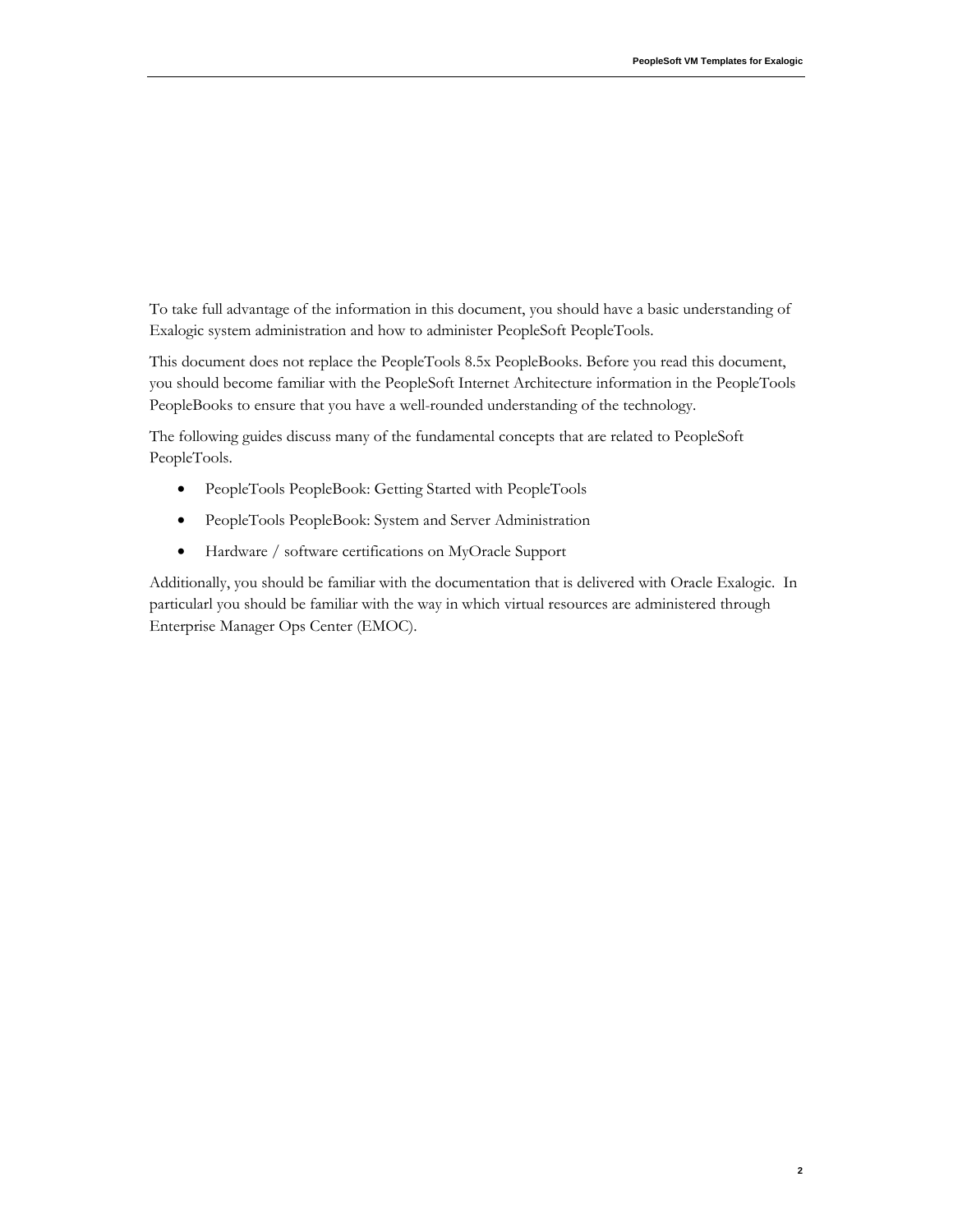To take full advantage of the information in this document, you should have a basic understanding of Exalogic system administration and how to administer PeopleSoft PeopleTools.

This document does not replace the PeopleTools 8.5x PeopleBooks. Before you read this document, you should become familiar with the PeopleSoft Internet Architecture information in the PeopleTools PeopleBooks to ensure that you have a well-rounded understanding of the technology.

The following guides discuss many of the fundamental concepts that are related to PeopleSoft PeopleTools.

- PeopleTools PeopleBook: Getting Started with PeopleTools
- PeopleTools PeopleBook: System and Server Administration
- Hardware / software certifications on MyOracle Support

Additionally, you should be familiar with the documentation that is delivered with Oracle Exalogic. In particularl you should be familiar with the way in which virtual resources are administered through Enterprise Manager Ops Center (EMOC).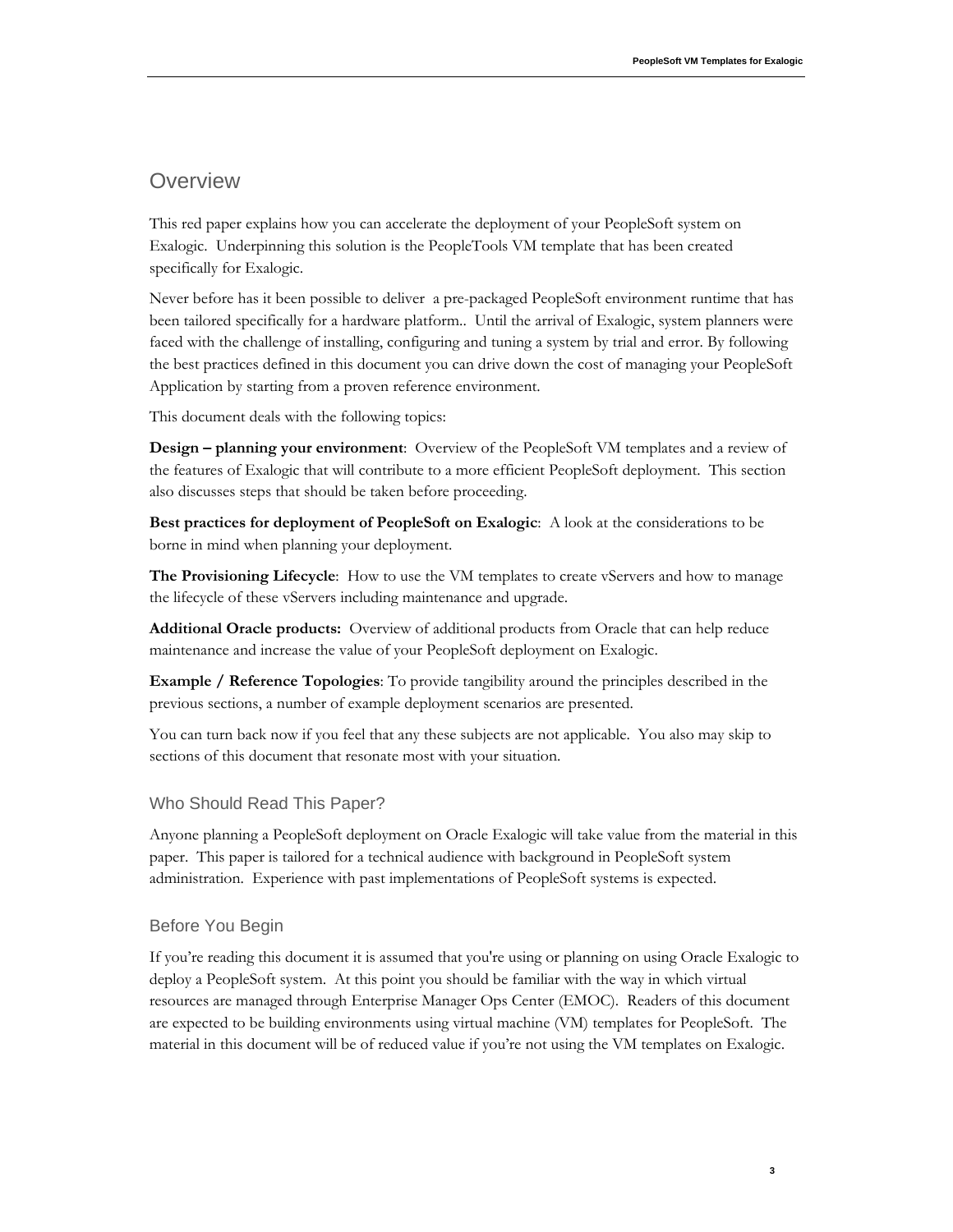## Overview

This red paper explains how you can accelerate the deployment of your PeopleSoft system on Exalogic. Underpinning this solution is the PeopleTools VM template that has been created specifically for Exalogic.

Never before has it been possible to deliver a pre-packaged PeopleSoft environment runtime that has been tailored specifically for a hardware platform.. Until the arrival of Exalogic, system planners were faced with the challenge of installing, configuring and tuning a system by trial and error. By following the best practices defined in this document you can drive down the cost of managing your PeopleSoft Application by starting from a proven reference environment.

This document deals with the following topics:

**Design – planning your environment**: Overview of the PeopleSoft VM templates and a review of the features of Exalogic that will contribute to a more efficient PeopleSoft deployment. This section also discusses steps that should be taken before proceeding.

**Best practices for deployment of PeopleSoft on Exalogic**: A look at the considerations to be borne in mind when planning your deployment.

**The Provisioning Lifecycle**: How to use the VM templates to create vServers and how to manage the lifecycle of these vServers including maintenance and upgrade.

**Additional Oracle products:** Overview of additional products from Oracle that can help reduce maintenance and increase the value of your PeopleSoft deployment on Exalogic.

**Example / Reference Topologies**: To provide tangibility around the principles described in the previous sections, a number of example deployment scenarios are presented.

You can turn back now if you feel that any these subjects are not applicable. You also may skip to sections of this document that resonate most with your situation.

### Who Should Read This Paper?

Anyone planning a PeopleSoft deployment on Oracle Exalogic will take value from the material in this paper. This paper is tailored for a technical audience with background in PeopleSoft system administration. Experience with past implementations of PeopleSoft systems is expected.

### Before You Begin

If you're reading this document it is assumed that you're using or planning on using Oracle Exalogic to deploy a PeopleSoft system. At this point you should be familiar with the way in which virtual resources are managed through Enterprise Manager Ops Center (EMOC). Readers of this document are expected to be building environments using virtual machine (VM) templates for PeopleSoft. The material in this document will be of reduced value if you're not using the VM templates on Exalogic.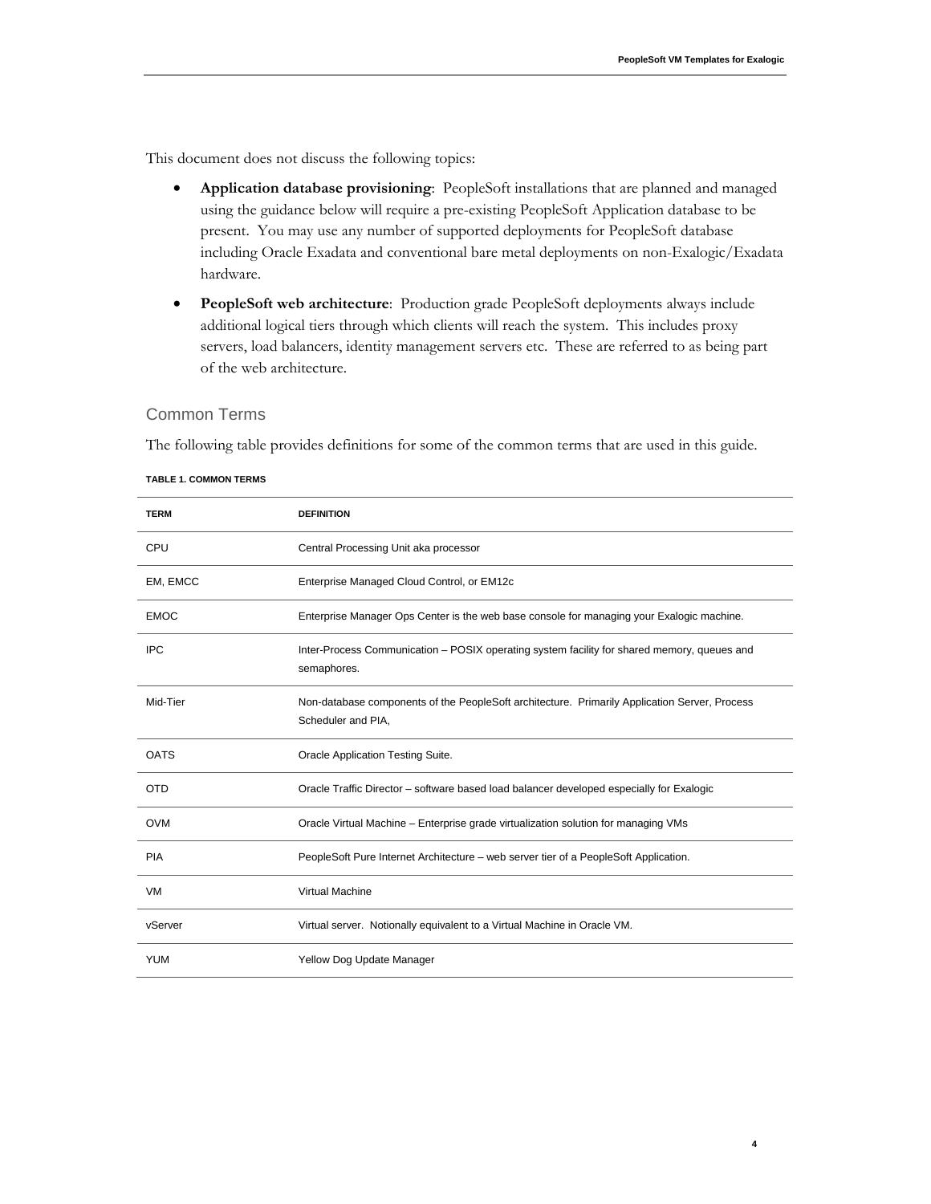This document does not discuss the following topics:

- **Application database provisioning**: PeopleSoft installations that are planned and managed using the guidance below will require a pre-existing PeopleSoft Application database to be present. You may use any number of supported deployments for PeopleSoft database including Oracle Exadata and conventional bare metal deployments on non-Exalogic/Exadata hardware.
- **PeopleSoft web architecture**: Production grade PeopleSoft deployments always include additional logical tiers through which clients will reach the system. This includes proxy servers, load balancers, identity management servers etc. These are referred to as being part of the web architecture.

## Common Terms

The following table provides definitions for some of the common terms that are used in this guide.

**TABLE 1. COMMON TERMS**

| TERM | DEFINITION |
|---|---|
| CPU | Central Processing Unit aka processor |
| EM, EMCC | Enterprise Managed Cloud Control, or EM12c |
| EMOC | Enterprise Manager Ops Center is the web base console for managing your Exalogic machine. |
| IPC | Inter-Process Communication – POSIX operating system facility for shared memory, queues and semaphores. |
| Mid-Tier | Non-database components of the PeopleSoft architecture. Primarily Application Server, Process Scheduler and PIA, |
| OATS | Oracle Application Testing Suite. |
| OTD | Oracle Traffic Director – software based load balancer developed especially for Exalogic |
| OVM | Oracle Virtual Machine – Enterprise grade virtualization solution for managing VMs |
| PIA | PeopleSoft Pure Internet Architecture – web server tier of a PeopleSoft Application. |
| VM | Virtual Machine |
| vServer | Virtual server. Notionally equivalent to a Virtual Machine in Oracle VM. |
| YUM | Yellow Dog Update Manager |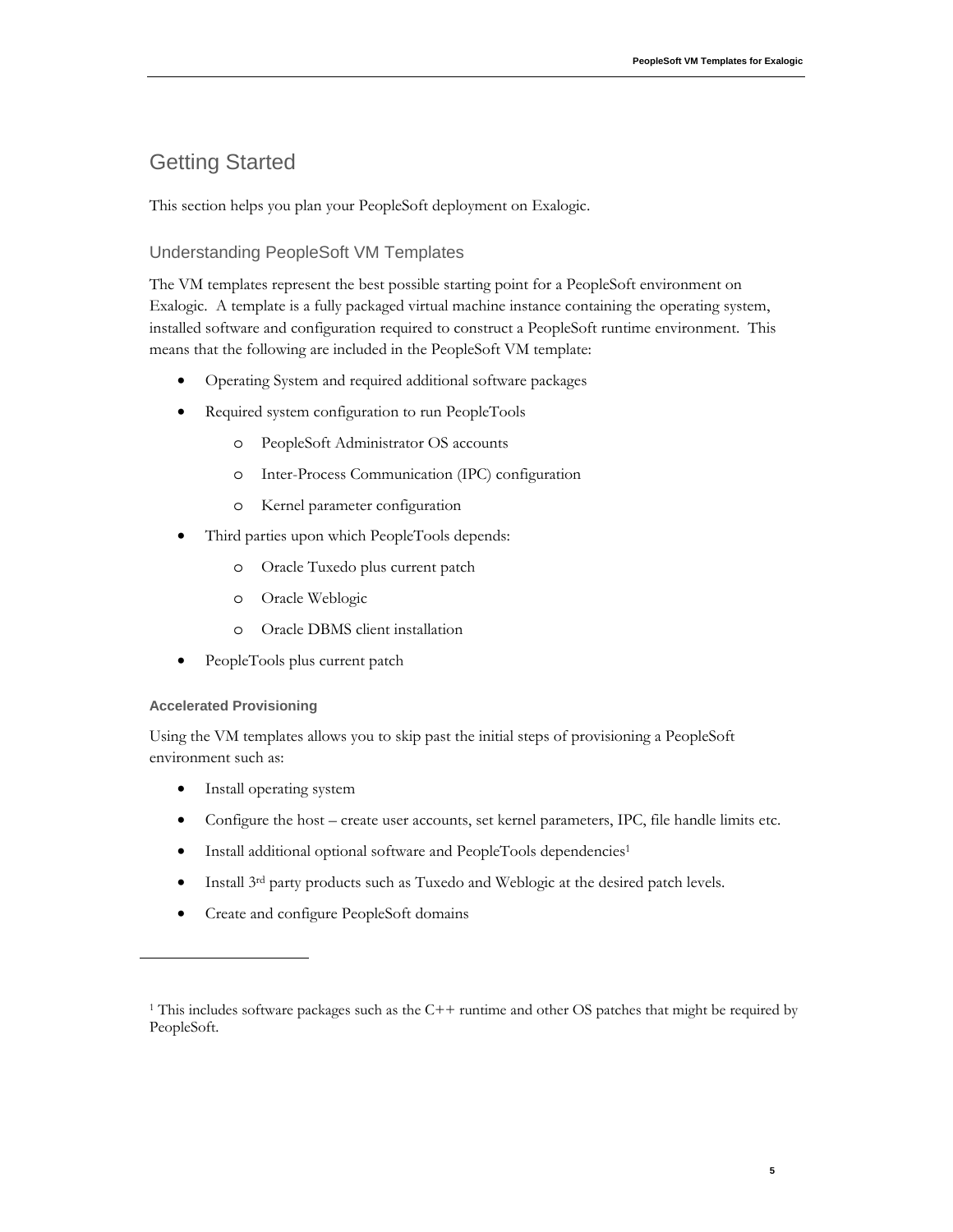# Getting Started

This section helps you plan your PeopleSoft deployment on Exalogic.

## Understanding PeopleSoft VM Templates

The VM templates represent the best possible starting point for a PeopleSoft environment on Exalogic. A template is a fully packaged virtual machine instance containing the operating system, installed software and configuration required to construct a PeopleSoft runtime environment. This means that the following are included in the PeopleSoft VM template:

- Operating System and required additional software packages
- Required system configuration to run PeopleTools
  - PeopleSoft Administrator OS accounts
  - Inter-Process Communication (IPC) configuration
  - Kernel parameter configuration
- Third parties upon which PeopleTools depends:
  - Oracle Tuxedo plus current patch
  - Oracle Weblogic
  - Oracle DBMS client installation
- PeopleTools plus current patch

### Accelerated Provisioning

Using the VM templates allows you to skip past the initial steps of provisioning a PeopleSoft environment such as:

- Install operating system
- Configure the host – create user accounts, set kernel parameters, IPC, file handle limits etc.
- Install additional optional software and PeopleTools dependencies[1]
- Install 3rd party products such as Tuxedo and Weblogic at the desired patch levels.
- Create and configure PeopleSoft domains

---

[1] This includes software packages such as the C++ runtime and other OS patches that might be required by PeopleSoft.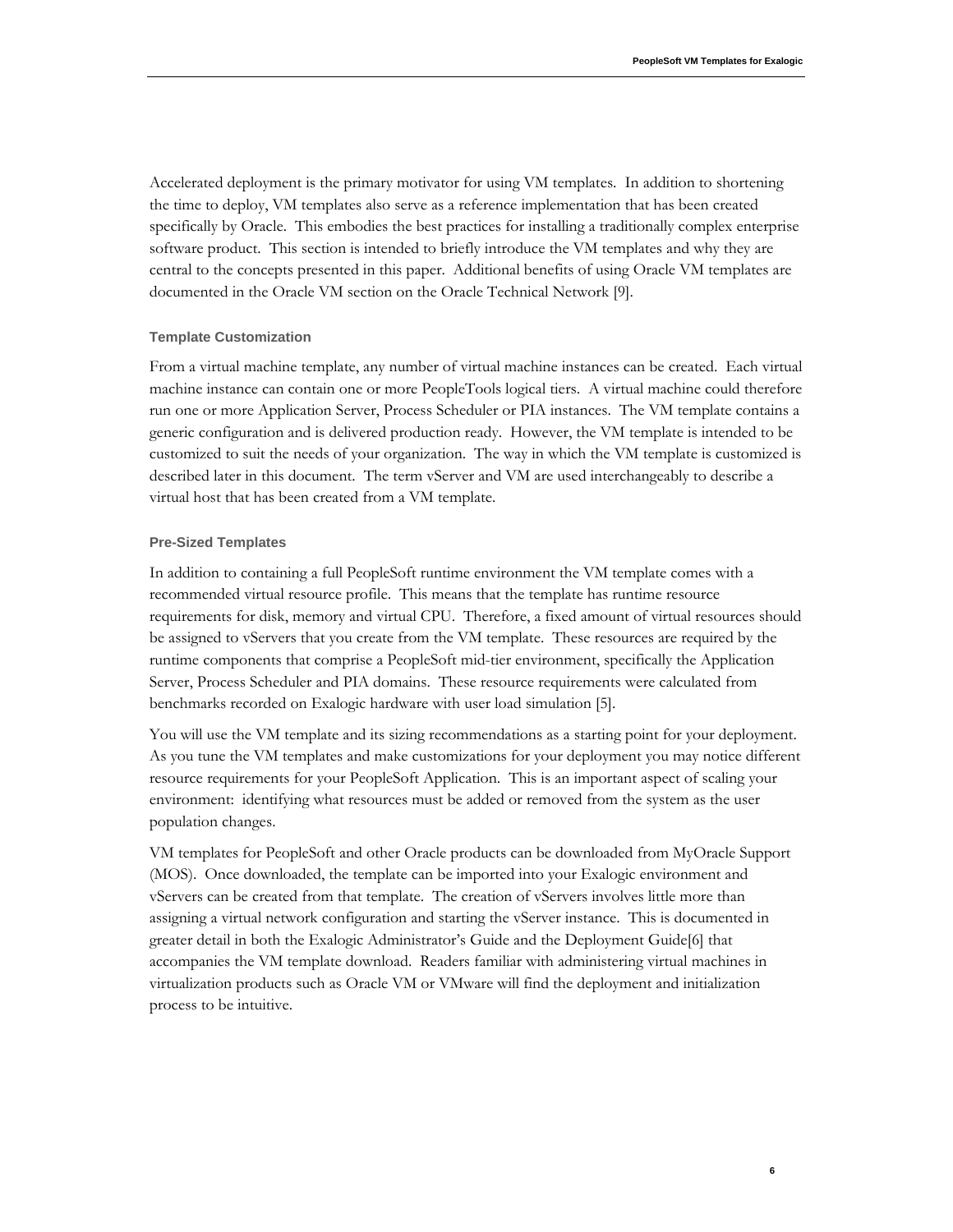Accelerated deployment is the primary motivator for using VM templates. In addition to shortening the time to deploy, VM templates also serve as a reference implementation that has been created specifically by Oracle. This embodies the best practices for installing a traditionally complex enterprise software product. This section is intended to briefly introduce the VM templates and why they are central to the concepts presented in this paper. Additional benefits of using Oracle VM templates are documented in the Oracle VM section on the Oracle Technical Network [9].

### Template Customization

From a virtual machine template, any number of virtual machine instances can be created. Each virtual machine instance can contain one or more PeopleTools logical tiers. A virtual machine could therefore run one or more Application Server, Process Scheduler or PIA instances. The VM template contains a generic configuration and is delivered production ready. However, the VM template is intended to be customized to suit the needs of your organization. The way in which the VM template is customized is described later in this document. The term vServer and VM are used interchangeably to describe a virtual host that has been created from a VM template.

### Pre-Sized Templates

In addition to containing a full PeopleSoft runtime environment the VM template comes with a recommended virtual resource profile. This means that the template has runtime resource requirements for disk, memory and virtual CPU. Therefore, a fixed amount of virtual resources should be assigned to vServers that you create from the VM template. These resources are required by the runtime components that comprise a PeopleSoft mid-tier environment, specifically the Application Server, Process Scheduler and PIA domains. These resource requirements were calculated from benchmarks recorded on Exalogic hardware with user load simulation [5].

You will use the VM template and its sizing recommendations as a starting point for your deployment. As you tune the VM templates and make customizations for your deployment you may notice different resource requirements for your PeopleSoft Application. This is an important aspect of scaling your environment: identifying what resources must be added or removed from the system as the user population changes.

VM templates for PeopleSoft and other Oracle products can be downloaded from MyOracle Support (MOS). Once downloaded, the template can be imported into your Exalogic environment and vServers can be created from that template. The creation of vServers involves little more than assigning a virtual network configuration and starting the vServer instance. This is documented in greater detail in both the Exalogic Administrator's Guide and the Deployment Guide[6] that accompanies the VM template download. Readers familiar with administering virtual machines in virtualization products such as Oracle VM or VMware will find the deployment and initialization process to be intuitive.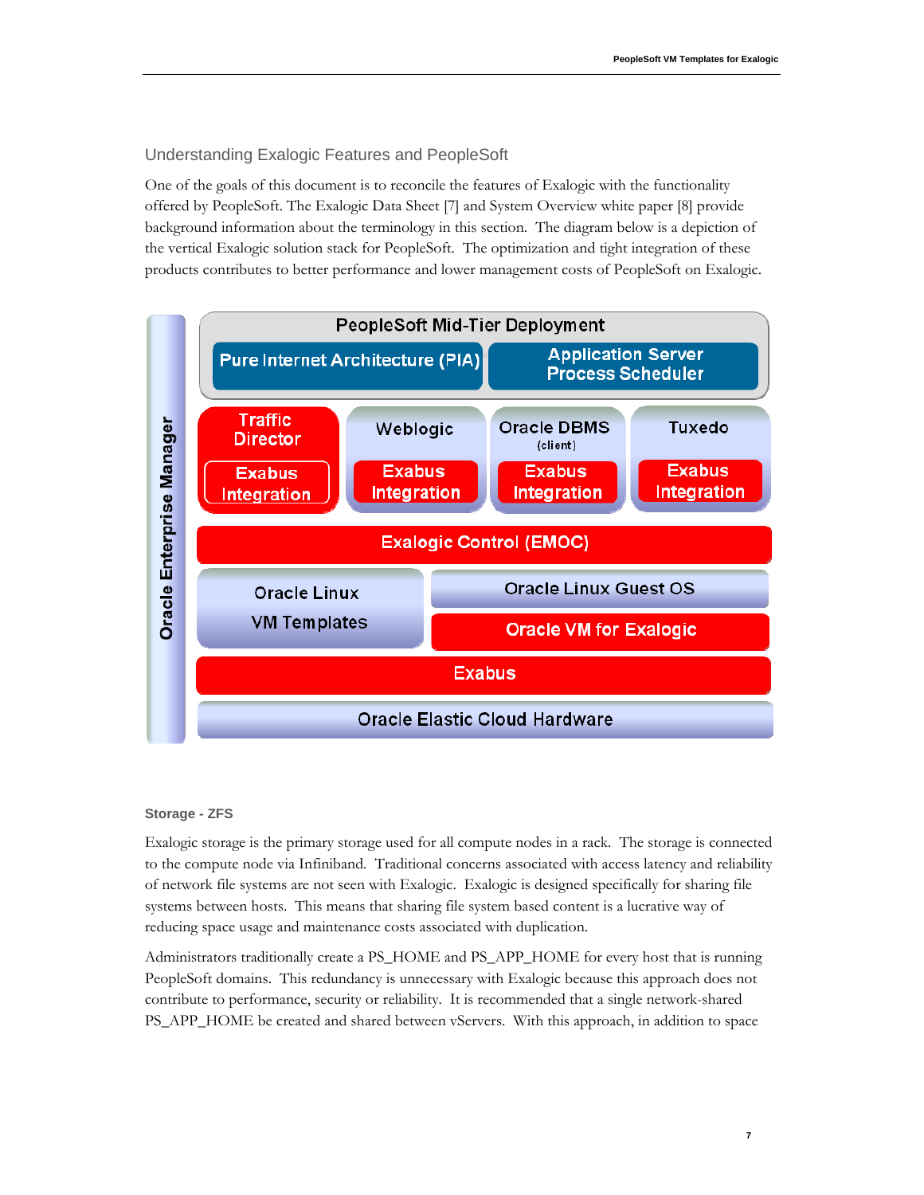## Understanding Exalogic Features and PeopleSoft

One of the goals of this document is to reconcile the features of Exalogic with the functionality offered by PeopleSoft. The Exalogic Data Sheet [7] and System Overview white paper [8] provide background information about the terminology in this section. The diagram below is a depiction of the vertical Exalogic solution stack for PeopleSoft. The optimization and tight integration of these products contributes to better performance and lower management costs of PeopleSoft on Exalogic.

Oracle Enterprise Manager

PeopleSoft Mid-Tier Deployment

Pure Internet Architecture (PIA)

Application Server Process Scheduler

Traffic Director — Exabus Integration

Weblogic — Exabus Integration

Oracle DBMS (client) — Exabus Integration

Tuxedo — Exabus Integration

Exalogic Control (EMOC)

Oracle Linux VM Templates

Oracle Linux Guest OS

Oracle VM for Exalogic

Exabus

Oracle Elastic Cloud Hardware

### Storage - ZFS

Exalogic storage is the primary storage used for all compute nodes in a rack. The storage is connected to the compute node via Infiniband. Traditional concerns associated with access latency and reliability of network file systems are not seen with Exalogic. Exalogic is designed specifically for sharing file systems between hosts. This means that sharing file system based content is a lucrative way of reducing space usage and maintenance costs associated with duplication.

Administrators traditionally create a PS_HOME and PS_APP_HOME for every host that is running PeopleSoft domains. This redundancy is unnecessary with Exalogic because this approach does not contribute to performance, security or reliability. It is recommended that a single network-shared PS_APP_HOME be created and shared between vServers. With this approach, in addition to space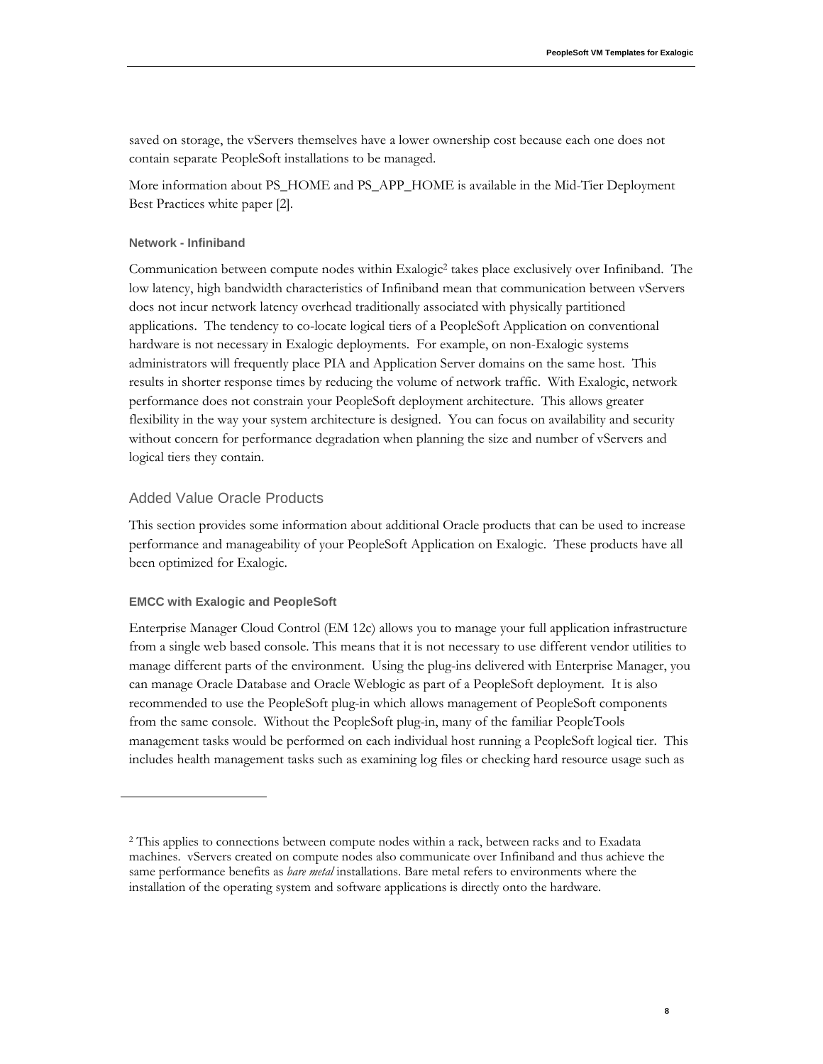saved on storage, the vServers themselves have a lower ownership cost because each one does not contain separate PeopleSoft installations to be managed.

More information about PS_HOME and PS_APP_HOME is available in the Mid-Tier Deployment Best Practices white paper [2].

#### Network - Infiniband

Communication between compute nodes within Exalogic[2] takes place exclusively over Infiniband. The low latency, high bandwidth characteristics of Infiniband mean that communication between vServers does not incur network latency overhead traditionally associated with physically partitioned applications. The tendency to co-locate logical tiers of a PeopleSoft Application on conventional hardware is not necessary in Exalogic deployments. For example, on non-Exalogic systems administrators will frequently place PIA and Application Server domains on the same host. This results in shorter response times by reducing the volume of network traffic. With Exalogic, network performance does not constrain your PeopleSoft deployment architecture. This allows greater flexibility in the way your system architecture is designed. You can focus on availability and security without concern for performance degradation when planning the size and number of vServers and logical tiers they contain.

### Added Value Oracle Products

This section provides some information about additional Oracle products that can be used to increase performance and manageability of your PeopleSoft Application on Exalogic. These products have all been optimized for Exalogic.

#### EMCC with Exalogic and PeopleSoft

Enterprise Manager Cloud Control (EM 12c) allows you to manage your full application infrastructure from a single web based console. This means that it is not necessary to use different vendor utilities to manage different parts of the environment. Using the plug-ins delivered with Enterprise Manager, you can manage Oracle Database and Oracle Weblogic as part of a PeopleSoft deployment. It is also recommended to use the PeopleSoft plug-in which allows management of PeopleSoft components from the same console. Without the PeopleSoft plug-in, many of the familiar PeopleTools management tasks would be performed on each individual host running a PeopleSoft logical tier. This includes health management tasks such as examining log files or checking hard resource usage such as

---

[2] This applies to connections between compute nodes within a rack, between racks and to Exadata machines. vServers created on compute nodes also communicate over Infiniband and thus achieve the same performance benefits as *bare metal* installations. Bare metal refers to environments where the installation of the operating system and software applications is directly onto the hardware.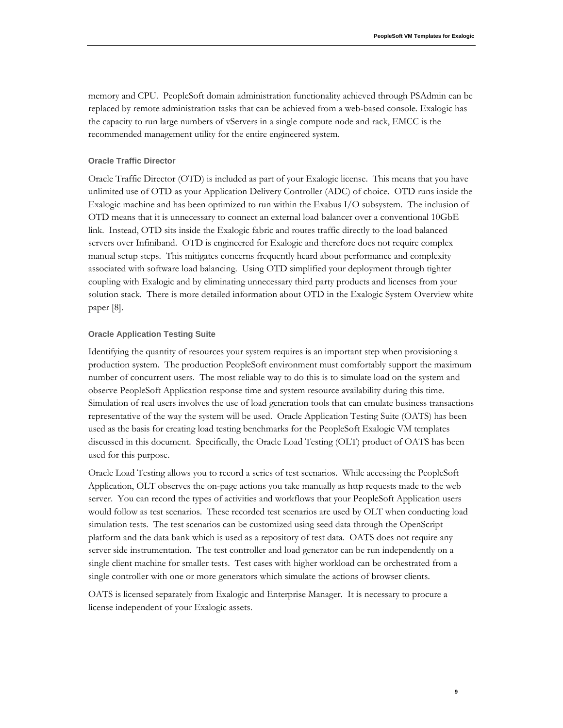memory and CPU. PeopleSoft domain administration functionality achieved through PSAdmin can be replaced by remote administration tasks that can be achieved from a web-based console. Exalogic has the capacity to run large numbers of vServers in a single compute node and rack, EMCC is the recommended management utility for the entire engineered system.

### Oracle Traffic Director

Oracle Traffic Director (OTD) is included as part of your Exalogic license. This means that you have unlimited use of OTD as your Application Delivery Controller (ADC) of choice. OTD runs inside the Exalogic machine and has been optimized to run within the Exabus I/O subsystem. The inclusion of OTD means that it is unnecessary to connect an external load balancer over a conventional 10GbE link. Instead, OTD sits inside the Exalogic fabric and routes traffic directly to the load balanced servers over Infiniband. OTD is engineered for Exalogic and therefore does not require complex manual setup steps. This mitigates concerns frequently heard about performance and complexity associated with software load balancing. Using OTD simplified your deployment through tighter coupling with Exalogic and by eliminating unnecessary third party products and licenses from your solution stack. There is more detailed information about OTD in the Exalogic System Overview white paper [8].

### Oracle Application Testing Suite

Identifying the quantity of resources your system requires is an important step when provisioning a production system. The production PeopleSoft environment must comfortably support the maximum number of concurrent users. The most reliable way to do this is to simulate load on the system and observe PeopleSoft Application response time and system resource availability during this time. Simulation of real users involves the use of load generation tools that can emulate business transactions representative of the way the system will be used. Oracle Application Testing Suite (OATS) has been used as the basis for creating load testing benchmarks for the PeopleSoft Exalogic VM templates discussed in this document. Specifically, the Oracle Load Testing (OLT) product of OATS has been used for this purpose.

Oracle Load Testing allows you to record a series of test scenarios. While accessing the PeopleSoft Application, OLT observes the on-page actions you take manually as http requests made to the web server. You can record the types of activities and workflows that your PeopleSoft Application users would follow as test scenarios. These recorded test scenarios are used by OLT when conducting load simulation tests. The test scenarios can be customized using seed data through the OpenScript platform and the data bank which is used as a repository of test data. OATS does not require any server side instrumentation. The test controller and load generator can be run independently on a single client machine for smaller tests. Test cases with higher workload can be orchestrated from a single controller with one or more generators which simulate the actions of browser clients.

OATS is licensed separately from Exalogic and Enterprise Manager. It is necessary to procure a license independent of your Exalogic assets.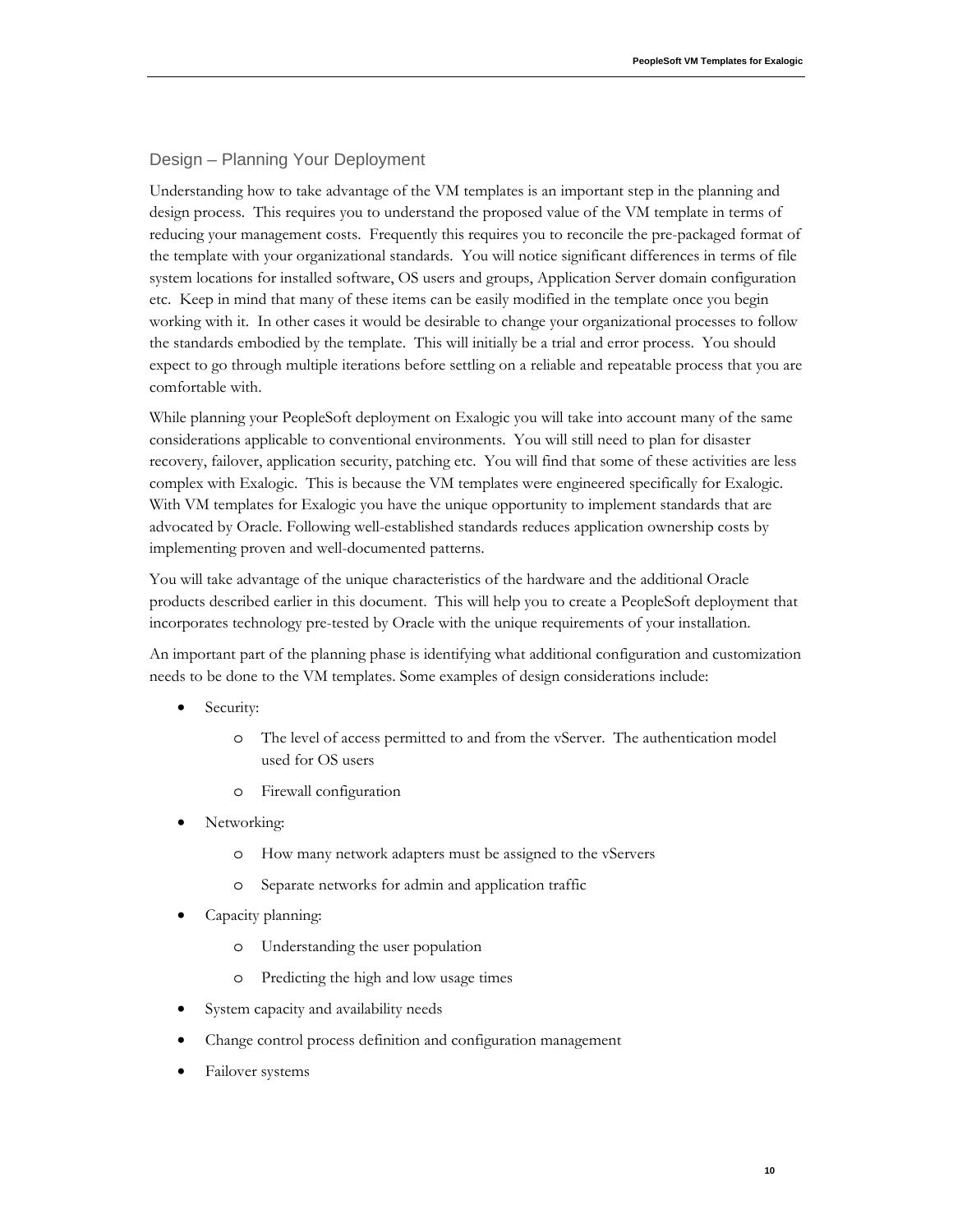## Design – Planning Your Deployment

Understanding how to take advantage of the VM templates is an important step in the planning and design process. This requires you to understand the proposed value of the VM template in terms of reducing your management costs. Frequently this requires you to reconcile the pre-packaged format of the template with your organizational standards. You will notice significant differences in terms of file system locations for installed software, OS users and groups, Application Server domain configuration etc. Keep in mind that many of these items can be easily modified in the template once you begin working with it. In other cases it would be desirable to change your organizational processes to follow the standards embodied by the template. This will initially be a trial and error process. You should expect to go through multiple iterations before settling on a reliable and repeatable process that you are comfortable with.

While planning your PeopleSoft deployment on Exalogic you will take into account many of the same considerations applicable to conventional environments. You will still need to plan for disaster recovery, failover, application security, patching etc. You will find that some of these activities are less complex with Exalogic. This is because the VM templates were engineered specifically for Exalogic. With VM templates for Exalogic you have the unique opportunity to implement standards that are advocated by Oracle. Following well-established standards reduces application ownership costs by implementing proven and well-documented patterns.

You will take advantage of the unique characteristics of the hardware and the additional Oracle products described earlier in this document. This will help you to create a PeopleSoft deployment that incorporates technology pre-tested by Oracle with the unique requirements of your installation.

An important part of the planning phase is identifying what additional configuration and customization needs to be done to the VM templates. Some examples of design considerations include:

- Security:
  - The level of access permitted to and from the vServer. The authentication model used for OS users
  - Firewall configuration
- Networking:
  - How many network adapters must be assigned to the vServers
  - Separate networks for admin and application traffic
- Capacity planning:
  - Understanding the user population
  - Predicting the high and low usage times
- System capacity and availability needs
- Change control process definition and configuration management
- Failover systems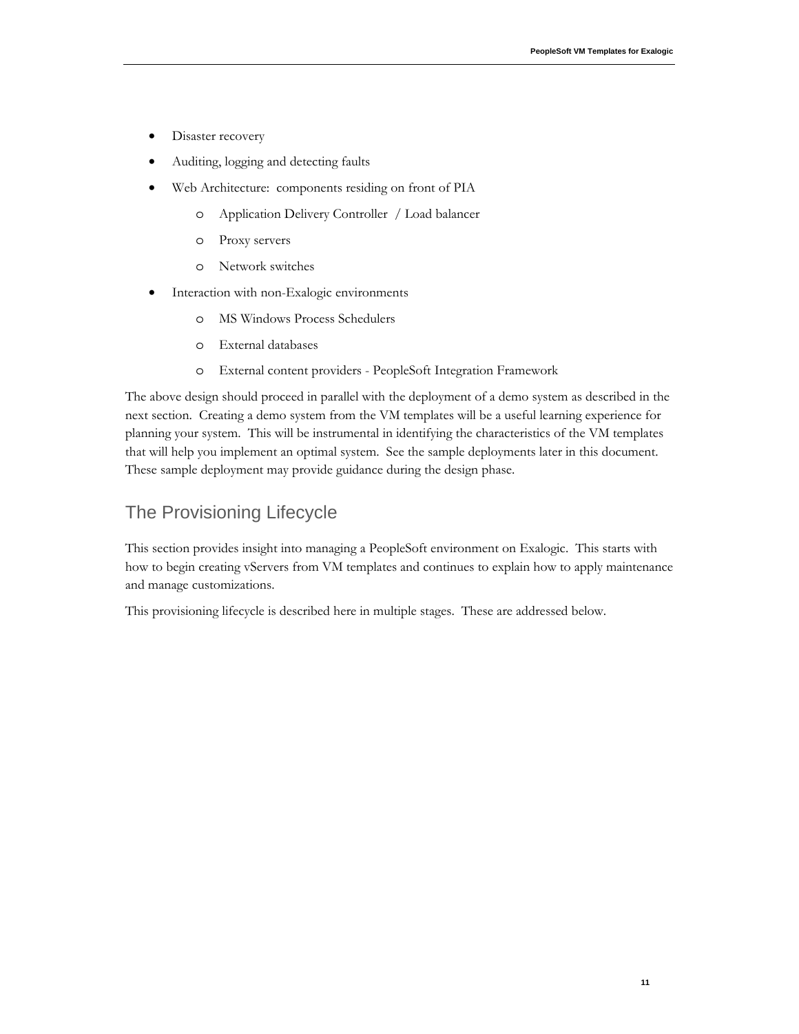- Disaster recovery
- Auditing, logging and detecting faults
- Web Architecture:  components residing on front of PIA
    - Application Delivery Controller  / Load balancer
    - Proxy servers
    - Network switches
- Interaction with non-Exalogic environments
    - MS Windows Process Schedulers
    - External databases
    - External content providers - PeopleSoft Integration Framework

The above design should proceed in parallel with the deployment of a demo system as described in the next section.  Creating a demo system from the VM templates will be a useful learning experience for planning your system.  This will be instrumental in identifying the characteristics of the VM templates that will help you implement an optimal system.  See the sample deployments later in this document.  These sample deployment may provide guidance during the design phase.

## The Provisioning Lifecycle

This section provides insight into managing a PeopleSoft environment on Exalogic.  This starts with how to begin creating vServers from VM templates and continues to explain how to apply maintenance and manage customizations.

This provisioning lifecycle is described here in multiple stages.  These are addressed below.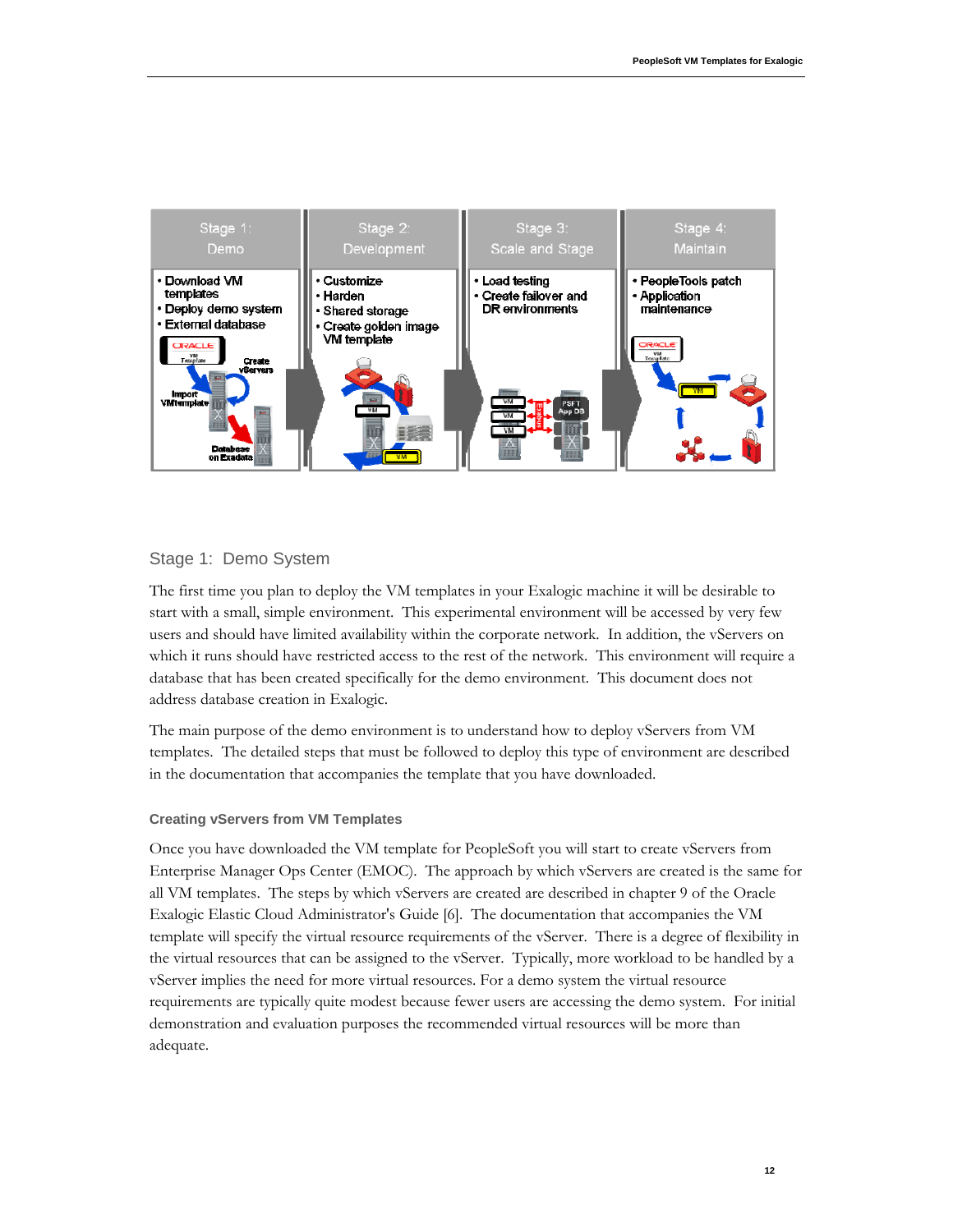| Stage 1: Demo | Stage 2: Development | Stage 3: Scale and Stage | Stage 4: Maintain |
| --- | --- | --- | --- |
| • Download VM templates<br>• Deploy demo system<br>• External database | • Customize<br>• Harden<br>• Shared storage<br>• Create golden image VM template | • Load testing<br>• Create failover and DR environments | • PeopleTools patch<br>• Application maintenance |

## Stage 1: Demo System

The first time you plan to deploy the VM templates in your Exalogic machine it will be desirable to start with a small, simple environment. This experimental environment will be accessed by very few users and should have limited availability within the corporate network. In addition, the vServers on which it runs should have restricted access to the rest of the network. This environment will require a database that has been created specifically for the demo environment. This document does not address database creation in Exalogic.

The main purpose of the demo environment is to understand how to deploy vServers from VM templates. The detailed steps that must be followed to deploy this type of environment are described in the documentation that accompanies the template that you have downloaded.

### Creating vServers from VM Templates

Once you have downloaded the VM template for PeopleSoft you will start to create vServers from Enterprise Manager Ops Center (EMOC). The approach by which vServers are created is the same for all VM templates. The steps by which vServers are created are described in chapter 9 of the Oracle Exalogic Elastic Cloud Administrator's Guide [6]. The documentation that accompanies the VM template will specify the virtual resource requirements of the vServer. There is a degree of flexibility in the virtual resources that can be assigned to the vServer. Typically, more workload to be handled by a vServer implies the need for more virtual resources. For a demo system the virtual resource requirements are typically quite modest because fewer users are accessing the demo system. For initial demonstration and evaluation purposes the recommended virtual resources will be more than adequate.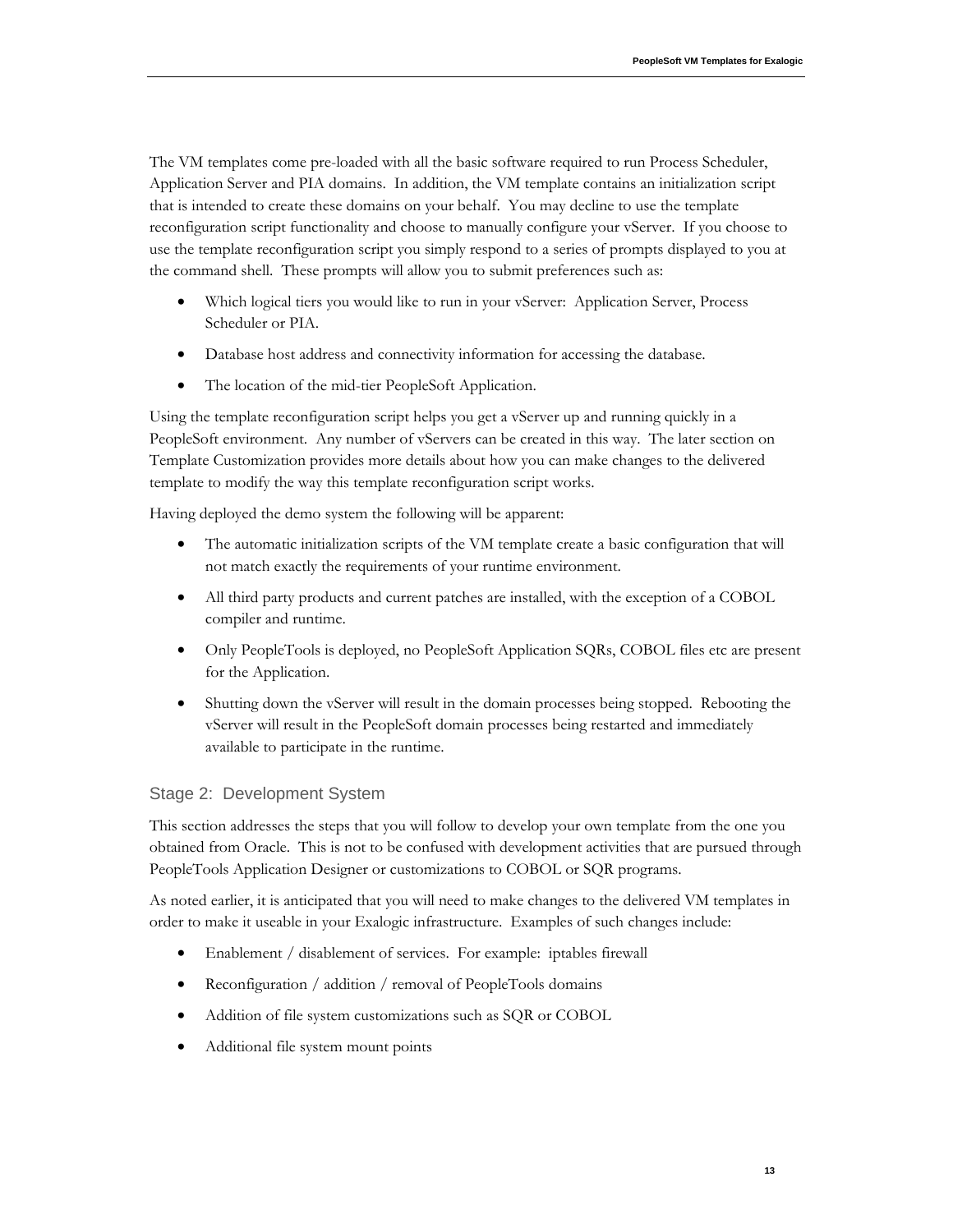The VM templates come pre-loaded with all the basic software required to run Process Scheduler, Application Server and PIA domains. In addition, the VM template contains an initialization script that is intended to create these domains on your behalf. You may decline to use the template reconfiguration script functionality and choose to manually configure your vServer. If you choose to use the template reconfiguration script you simply respond to a series of prompts displayed to you at the command shell. These prompts will allow you to submit preferences such as:

- Which logical tiers you would like to run in your vServer: Application Server, Process Scheduler or PIA.
- Database host address and connectivity information for accessing the database.
- The location of the mid-tier PeopleSoft Application.

Using the template reconfiguration script helps you get a vServer up and running quickly in a PeopleSoft environment. Any number of vServers can be created in this way. The later section on Template Customization provides more details about how you can make changes to the delivered template to modify the way this template reconfiguration script works.

Having deployed the demo system the following will be apparent:

- The automatic initialization scripts of the VM template create a basic configuration that will not match exactly the requirements of your runtime environment.
- All third party products and current patches are installed, with the exception of a COBOL compiler and runtime.
- Only PeopleTools is deployed, no PeopleSoft Application SQRs, COBOL files etc are present for the Application.
- Shutting down the vServer will result in the domain processes being stopped. Rebooting the vServer will result in the PeopleSoft domain processes being restarted and immediately available to participate in the runtime.

### Stage 2: Development System

This section addresses the steps that you will follow to develop your own template from the one you obtained from Oracle. This is not to be confused with development activities that are pursued through PeopleTools Application Designer or customizations to COBOL or SQR programs.

As noted earlier, it is anticipated that you will need to make changes to the delivered VM templates in order to make it useable in your Exalogic infrastructure. Examples of such changes include:

- Enablement / disablement of services. For example: iptables firewall
- Reconfiguration / addition / removal of PeopleTools domains
- Addition of file system customizations such as SQR or COBOL
- Additional file system mount points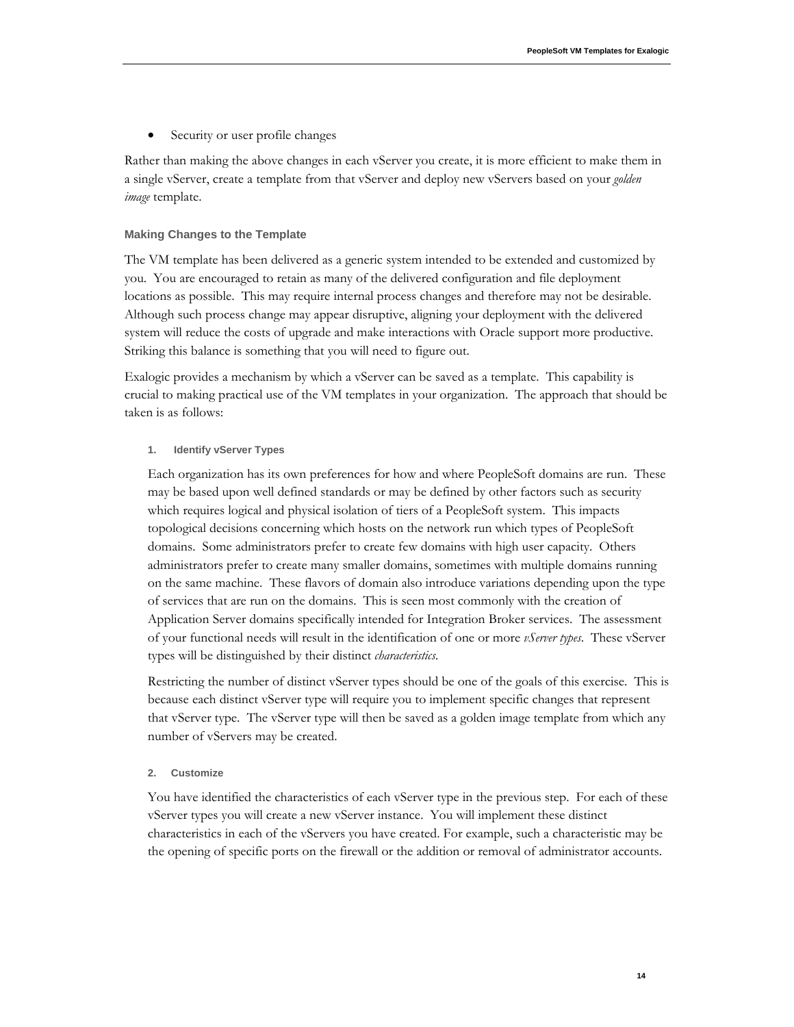- Security or user profile changes

Rather than making the above changes in each vServer you create, it is more efficient to make them in a single vServer, create a template from that vServer and deploy new vServers based on your *golden image* template.

### Making Changes to the Template

The VM template has been delivered as a generic system intended to be extended and customized by you. You are encouraged to retain as many of the delivered configuration and file deployment locations as possible. This may require internal process changes and therefore may not be desirable. Although such process change may appear disruptive, aligning your deployment with the delivered system will reduce the costs of upgrade and make interactions with Oracle support more productive. Striking this balance is something that you will need to figure out.

Exalogic provides a mechanism by which a vServer can be saved as a template. This capability is crucial to making practical use of the VM templates in your organization. The approach that should be taken is as follows:

#### 1. Identify vServer Types

Each organization has its own preferences for how and where PeopleSoft domains are run. These may be based upon well defined standards or may be defined by other factors such as security which requires logical and physical isolation of tiers of a PeopleSoft system. This impacts topological decisions concerning which hosts on the network run which types of PeopleSoft domains. Some administrators prefer to create few domains with high user capacity. Others administrators prefer to create many smaller domains, sometimes with multiple domains running on the same machine. These flavors of domain also introduce variations depending upon the type of services that are run on the domains. This is seen most commonly with the creation of Application Server domains specifically intended for Integration Broker services. The assessment of your functional needs will result in the identification of one or more *vServer types*. These vServer types will be distinguished by their distinct *characteristics*.

Restricting the number of distinct vServer types should be one of the goals of this exercise. This is because each distinct vServer type will require you to implement specific changes that represent that vServer type. The vServer type will then be saved as a golden image template from which any number of vServers may be created.

#### 2. Customize

You have identified the characteristics of each vServer type in the previous step. For each of these vServer types you will create a new vServer instance. You will implement these distinct characteristics in each of the vServers you have created. For example, such a characteristic may be the opening of specific ports on the firewall or the addition or removal of administrator accounts.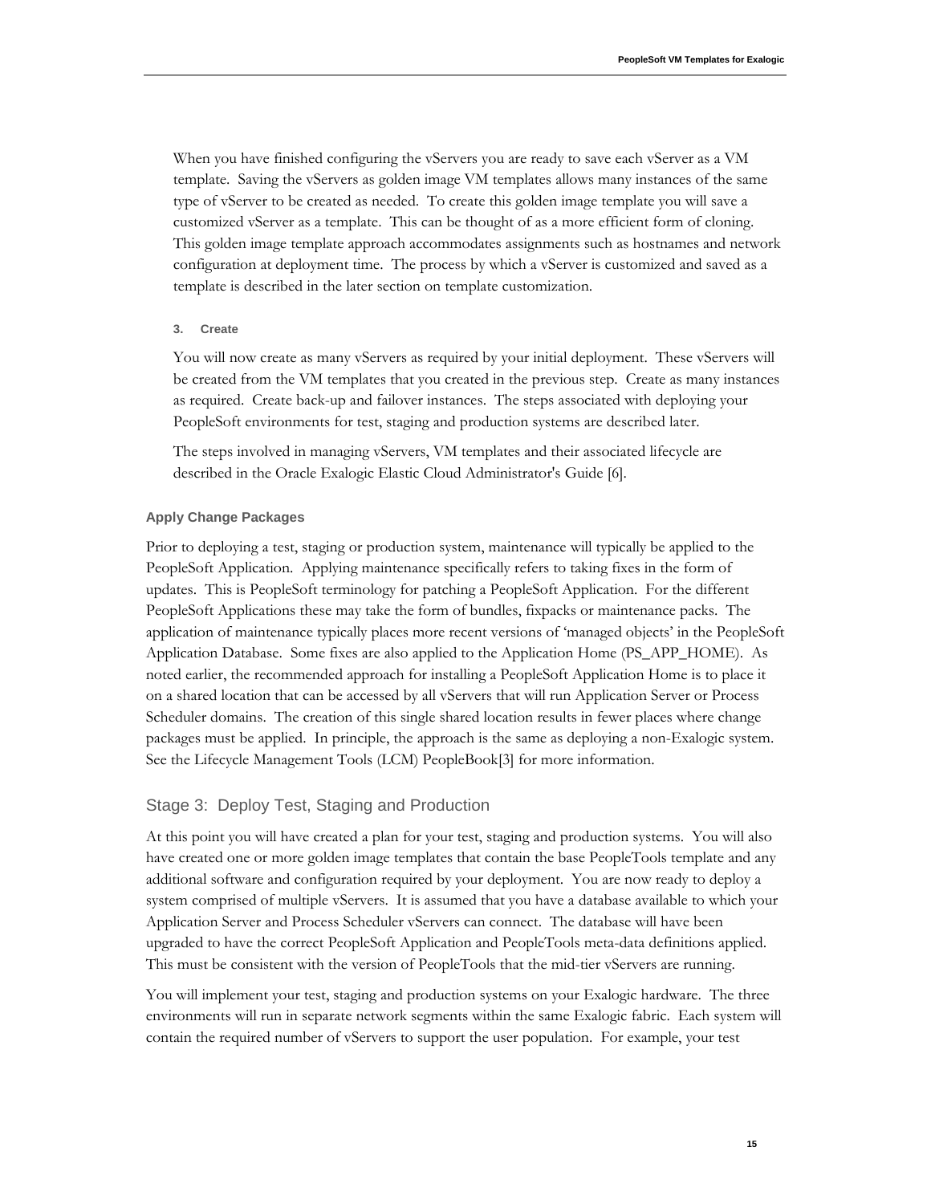When you have finished configuring the vServers you are ready to save each vServer as a VM template. Saving the vServers as golden image VM templates allows many instances of the same type of vServer to be created as needed. To create this golden image template you will save a customized vServer as a template. This can be thought of as a more efficient form of cloning. This golden image template approach accommodates assignments such as hostnames and network configuration at deployment time. The process by which a vServer is customized and saved as a template is described in the later section on template customization.

#### 3. Create

You will now create as many vServers as required by your initial deployment. These vServers will be created from the VM templates that you created in the previous step. Create as many instances as required. Create back-up and failover instances. The steps associated with deploying your PeopleSoft environments for test, staging and production systems are described later.

The steps involved in managing vServers, VM templates and their associated lifecycle are described in the Oracle Exalogic Elastic Cloud Administrator's Guide [6].

### Apply Change Packages

Prior to deploying a test, staging or production system, maintenance will typically be applied to the PeopleSoft Application. Applying maintenance specifically refers to taking fixes in the form of updates. This is PeopleSoft terminology for patching a PeopleSoft Application. For the different PeopleSoft Applications these may take the form of bundles, fixpacks or maintenance packs. The application of maintenance typically places more recent versions of 'managed objects' in the PeopleSoft Application Database. Some fixes are also applied to the Application Home (PS_APP_HOME). As noted earlier, the recommended approach for installing a PeopleSoft Application Home is to place it on a shared location that can be accessed by all vServers that will run Application Server or Process Scheduler domains. The creation of this single shared location results in fewer places where change packages must be applied. In principle, the approach is the same as deploying a non-Exalogic system. See the Lifecycle Management Tools (LCM) PeopleBook[3] for more information.

## Stage 3: Deploy Test, Staging and Production

At this point you will have created a plan for your test, staging and production systems. You will also have created one or more golden image templates that contain the base PeopleTools template and any additional software and configuration required by your deployment. You are now ready to deploy a system comprised of multiple vServers. It is assumed that you have a database available to which your Application Server and Process Scheduler vServers can connect. The database will have been upgraded to have the correct PeopleSoft Application and PeopleTools meta-data definitions applied. This must be consistent with the version of PeopleTools that the mid-tier vServers are running.

You will implement your test, staging and production systems on your Exalogic hardware. The three environments will run in separate network segments within the same Exalogic fabric. Each system will contain the required number of vServers to support the user population. For example, your test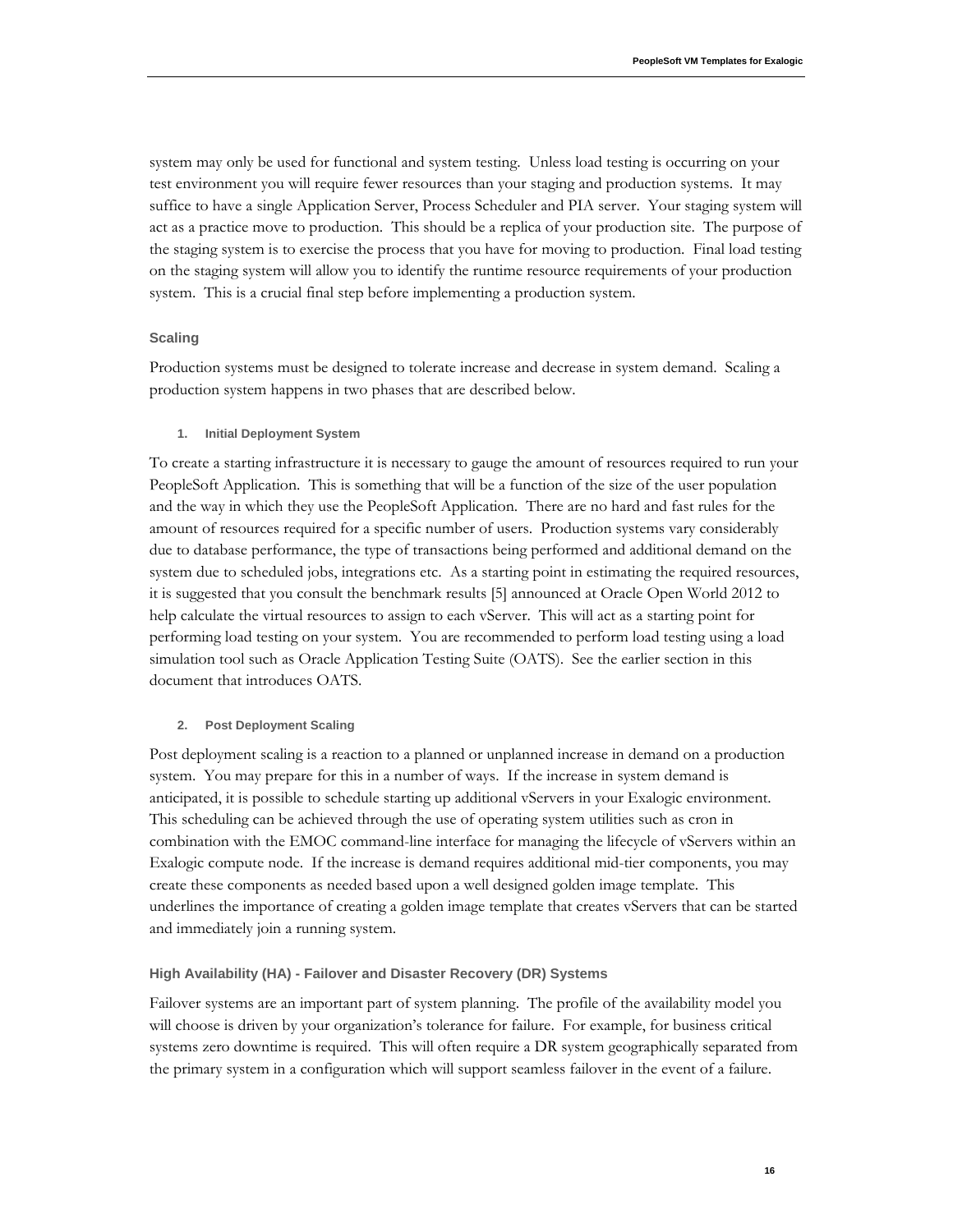system may only be used for functional and system testing. Unless load testing is occurring on your test environment you will require fewer resources than your staging and production systems. It may suffice to have a single Application Server, Process Scheduler and PIA server. Your staging system will act as a practice move to production. This should be a replica of your production site. The purpose of the staging system is to exercise the process that you have for moving to production. Final load testing on the staging system will allow you to identify the runtime resource requirements of your production system. This is a crucial final step before implementing a production system.

### Scaling

Production systems must be designed to tolerate increase and decrease in system demand. Scaling a production system happens in two phases that are described below.

#### 1. Initial Deployment System

To create a starting infrastructure it is necessary to gauge the amount of resources required to run your PeopleSoft Application. This is something that will be a function of the size of the user population and the way in which they use the PeopleSoft Application. There are no hard and fast rules for the amount of resources required for a specific number of users. Production systems vary considerably due to database performance, the type of transactions being performed and additional demand on the system due to scheduled jobs, integrations etc. As a starting point in estimating the required resources, it is suggested that you consult the benchmark results [5] announced at Oracle Open World 2012 to help calculate the virtual resources to assign to each vServer. This will act as a starting point for performing load testing on your system. You are recommended to perform load testing using a load simulation tool such as Oracle Application Testing Suite (OATS). See the earlier section in this document that introduces OATS.

#### 2. Post Deployment Scaling

Post deployment scaling is a reaction to a planned or unplanned increase in demand on a production system. You may prepare for this in a number of ways. If the increase in system demand is anticipated, it is possible to schedule starting up additional vServers in your Exalogic environment. This scheduling can be achieved through the use of operating system utilities such as cron in combination with the EMOC command-line interface for managing the lifecycle of vServers within an Exalogic compute node. If the increase is demand requires additional mid-tier components, you may create these components as needed based upon a well designed golden image template. This underlines the importance of creating a golden image template that creates vServers that can be started and immediately join a running system.

### High Availability (HA) - Failover and Disaster Recovery (DR) Systems

Failover systems are an important part of system planning. The profile of the availability model you will choose is driven by your organization's tolerance for failure. For example, for business critical systems zero downtime is required. This will often require a DR system geographically separated from the primary system in a configuration which will support seamless failover in the event of a failure.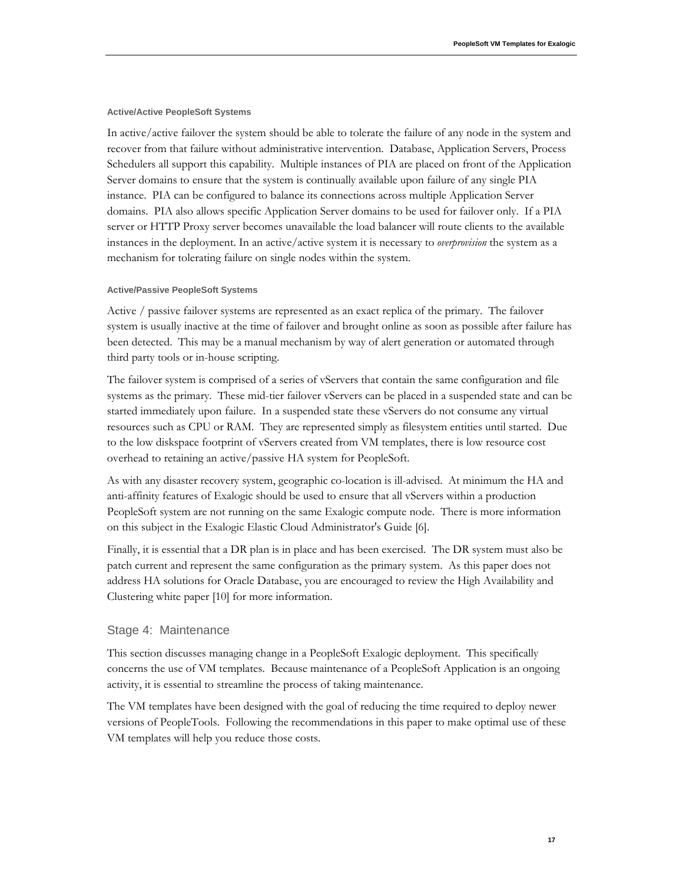#### Active/Active PeopleSoft Systems

In active/active failover the system should be able to tolerate the failure of any node in the system and recover from that failure without administrative intervention. Database, Application Servers, Process Schedulers all support this capability. Multiple instances of PIA are placed on front of the Application Server domains to ensure that the system is continually available upon failure of any single PIA instance. PIA can be configured to balance its connections across multiple Application Server domains. PIA also allows specific Application Server domains to be used for failover only. If a PIA server or HTTP Proxy server becomes unavailable the load balancer will route clients to the available instances in the deployment. In an active/active system it is necessary to *overprovision* the system as a mechanism for tolerating failure on single nodes within the system.

#### Active/Passive PeopleSoft Systems

Active / passive failover systems are represented as an exact replica of the primary. The failover system is usually inactive at the time of failover and brought online as soon as possible after failure has been detected. This may be a manual mechanism by way of alert generation or automated through third party tools or in-house scripting.

The failover system is comprised of a series of vServers that contain the same configuration and file systems as the primary. These mid-tier failover vServers can be placed in a suspended state and can be started immediately upon failure. In a suspended state these vServers do not consume any virtual resources such as CPU or RAM. They are represented simply as filesystem entities until started. Due to the low diskspace footprint of vServers created from VM templates, there is low resource cost overhead to retaining an active/passive HA system for PeopleSoft.

As with any disaster recovery system, geographic co-location is ill-advised. At minimum the HA and anti-affinity features of Exalogic should be used to ensure that all vServers within a production PeopleSoft system are not running on the same Exalogic compute node. There is more information on this subject in the Exalogic Elastic Cloud Administrator's Guide [6].

Finally, it is essential that a DR plan is in place and has been exercised. The DR system must also be patch current and represent the same configuration as the primary system. As this paper does not address HA solutions for Oracle Database, you are encouraged to review the High Availability and Clustering white paper [10] for more information.

### Stage 4: Maintenance

This section discusses managing change in a PeopleSoft Exalogic deployment. This specifically concerns the use of VM templates. Because maintenance of a PeopleSoft Application is an ongoing activity, it is essential to streamline the process of taking maintenance.

The VM templates have been designed with the goal of reducing the time required to deploy newer versions of PeopleTools. Following the recommendations in this paper to make optimal use of these VM templates will help you reduce those costs.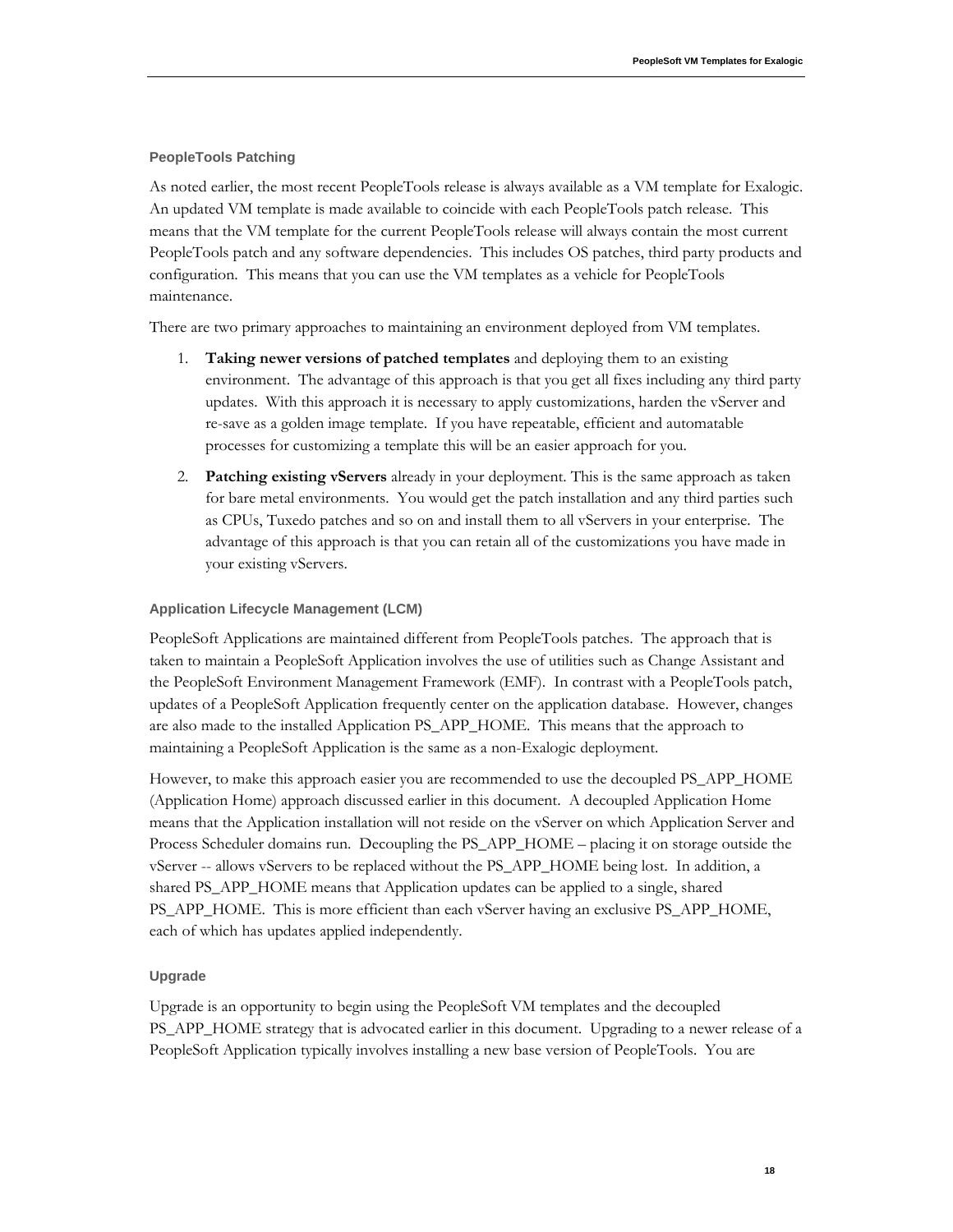### PeopleTools Patching

As noted earlier, the most recent PeopleTools release is always available as a VM template for Exalogic. An updated VM template is made available to coincide with each PeopleTools patch release. This means that the VM template for the current PeopleTools release will always contain the most current PeopleTools patch and any software dependencies. This includes OS patches, third party products and configuration. This means that you can use the VM templates as a vehicle for PeopleTools maintenance.

There are two primary approaches to maintaining an environment deployed from VM templates.

1. **Taking newer versions of patched templates** and deploying them to an existing environment. The advantage of this approach is that you get all fixes including any third party updates. With this approach it is necessary to apply customizations, harden the vServer and re-save as a golden image template. If you have repeatable, efficient and automatable processes for customizing a template this will be an easier approach for you.

2. **Patching existing vServers** already in your deployment. This is the same approach as taken for bare metal environments. You would get the patch installation and any third parties such as CPUs, Tuxedo patches and so on and install them to all vServers in your enterprise. The advantage of this approach is that you can retain all of the customizations you have made in your existing vServers.

### Application Lifecycle Management (LCM)

PeopleSoft Applications are maintained different from PeopleTools patches. The approach that is taken to maintain a PeopleSoft Application involves the use of utilities such as Change Assistant and the PeopleSoft Environment Management Framework (EMF). In contrast with a PeopleTools patch, updates of a PeopleSoft Application frequently center on the application database. However, changes are also made to the installed Application PS_APP_HOME. This means that the approach to maintaining a PeopleSoft Application is the same as a non-Exalogic deployment.

However, to make this approach easier you are recommended to use the decoupled PS_APP_HOME (Application Home) approach discussed earlier in this document. A decoupled Application Home means that the Application installation will not reside on the vServer on which Application Server and Process Scheduler domains run. Decoupling the PS_APP_HOME – placing it on storage outside the vServer -- allows vServers to be replaced without the PS_APP_HOME being lost. In addition, a shared PS_APP_HOME means that Application updates can be applied to a single, shared PS_APP_HOME. This is more efficient than each vServer having an exclusive PS_APP_HOME, each of which has updates applied independently.

### Upgrade

Upgrade is an opportunity to begin using the PeopleSoft VM templates and the decoupled PS_APP_HOME strategy that is advocated earlier in this document. Upgrading to a newer release of a PeopleSoft Application typically involves installing a new base version of PeopleTools. You are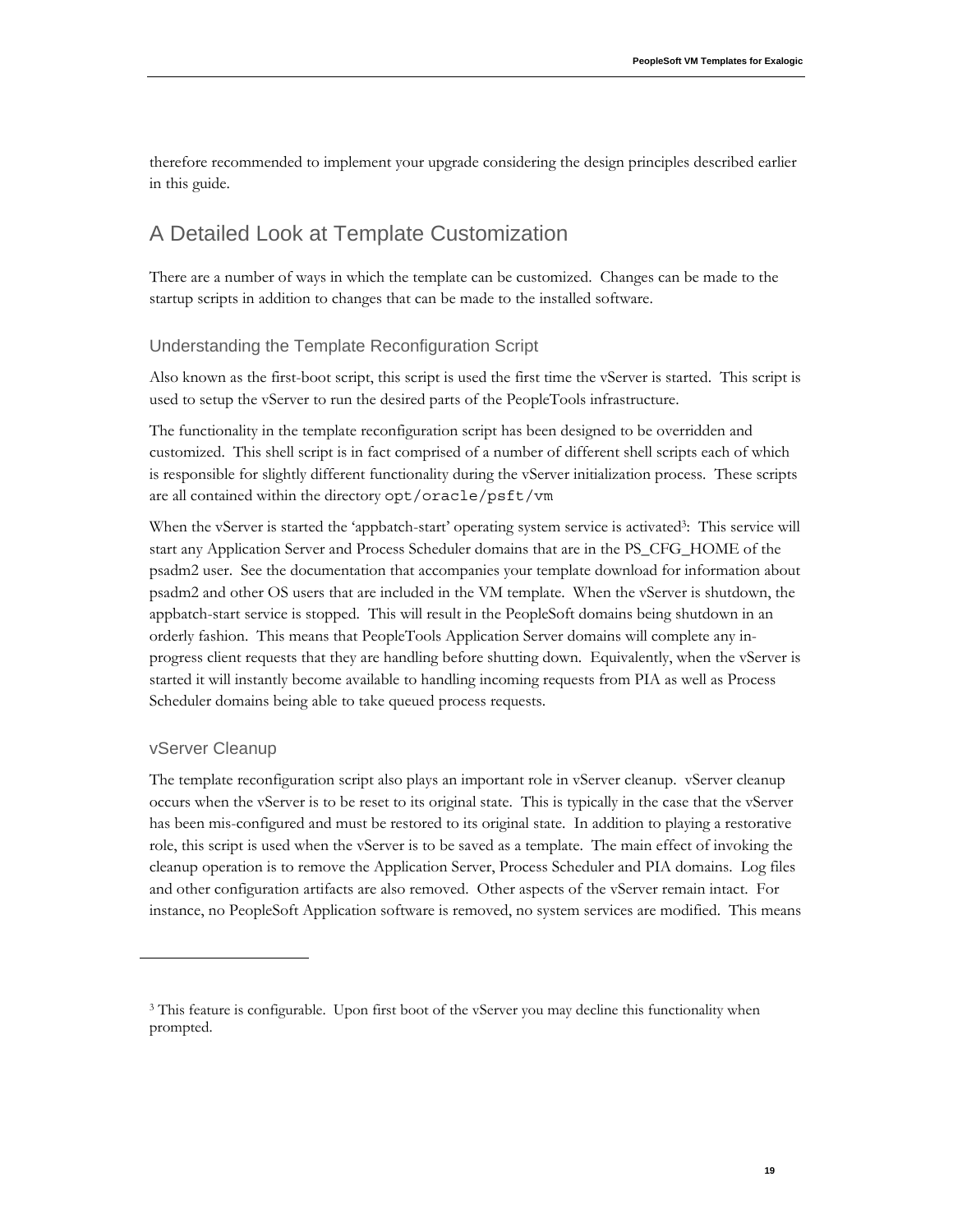therefore recommended to implement your upgrade considering the design principles described earlier in this guide.

## A Detailed Look at Template Customization

There are a number of ways in which the template can be customized. Changes can be made to the startup scripts in addition to changes that can be made to the installed software.

### Understanding the Template Reconfiguration Script

Also known as the first-boot script, this script is used the first time the vServer is started. This script is used to setup the vServer to run the desired parts of the PeopleTools infrastructure.

The functionality in the template reconfiguration script has been designed to be overridden and customized. This shell script is in fact comprised of a number of different shell scripts each of which is responsible for slightly different functionality during the vServer initialization process. These scripts are all contained within the directory `opt/oracle/psft/vm`

When the vServer is started the 'appbatch-start' operating system service is activated[3]: This service will start any Application Server and Process Scheduler domains that are in the PS_CFG_HOME of the psadm2 user. See the documentation that accompanies your template download for information about psadm2 and other OS users that are included in the VM template. When the vServer is shutdown, the appbatch-start service is stopped. This will result in the PeopleSoft domains being shutdown in an orderly fashion. This means that PeopleTools Application Server domains will complete any in-progress client requests that they are handling before shutting down. Equivalently, when the vServer is started it will instantly become available to handling incoming requests from PIA as well as Process Scheduler domains being able to take queued process requests.

### vServer Cleanup

The template reconfiguration script also plays an important role in vServer cleanup. vServer cleanup occurs when the vServer is to be reset to its original state. This is typically in the case that the vServer has been mis-configured and must be restored to its original state. In addition to playing a restorative role, this script is used when the vServer is to be saved as a template. The main effect of invoking the cleanup operation is to remove the Application Server, Process Scheduler and PIA domains. Log files and other configuration artifacts are also removed. Other aspects of the vServer remain intact. For instance, no PeopleSoft Application software is removed, no system services are modified. This means

[3] This feature is configurable. Upon first boot of the vServer you may decline this functionality when prompted.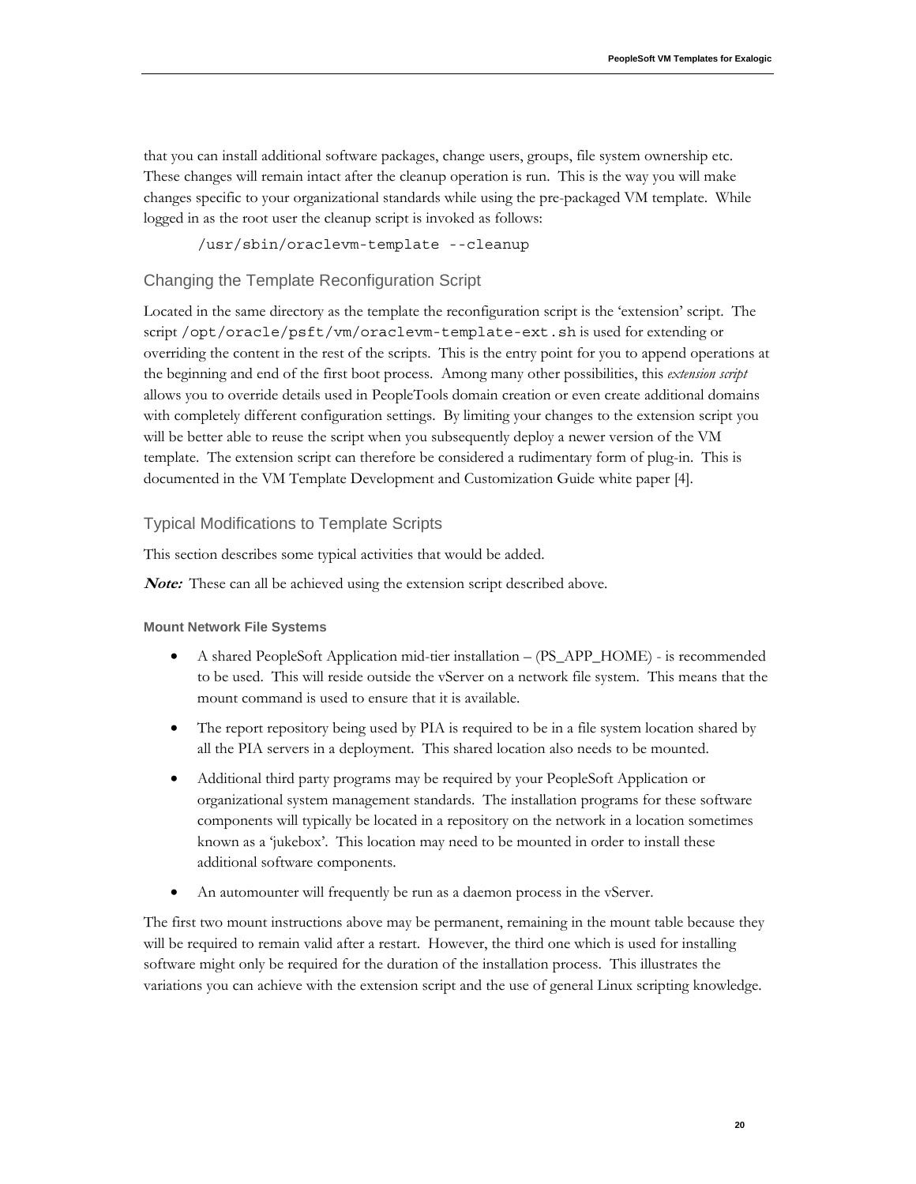that you can install additional software packages, change users, groups, file system ownership etc. These changes will remain intact after the cleanup operation is run. This is the way you will make changes specific to your organizational standards while using the pre-packaged VM template. While logged in as the root user the cleanup script is invoked as follows:

```
/usr/sbin/oraclevm-template --cleanup
```

## Changing the Template Reconfiguration Script

Located in the same directory as the template the reconfiguration script is the 'extension' script. The script `/opt/oracle/psft/vm/oraclevm-template-ext.sh` is used for extending or overriding the content in the rest of the scripts. This is the entry point for you to append operations at the beginning and end of the first boot process. Among many other possibilities, this *extension script* allows you to override details used in PeopleTools domain creation or even create additional domains with completely different configuration settings. By limiting your changes to the extension script you will be better able to reuse the script when you subsequently deploy a newer version of the VM template. The extension script can therefore be considered a rudimentary form of plug-in. This is documented in the VM Template Development and Customization Guide white paper [4].

## Typical Modifications to Template Scripts

This section describes some typical activities that would be added.

***Note:*** These can all be achieved using the extension script described above.

### Mount Network File Systems

- A shared PeopleSoft Application mid-tier installation – (PS_APP_HOME) - is recommended to be used. This will reside outside the vServer on a network file system. This means that the mount command is used to ensure that it is available.
- The report repository being used by PIA is required to be in a file system location shared by all the PIA servers in a deployment. This shared location also needs to be mounted.
- Additional third party programs may be required by your PeopleSoft Application or organizational system management standards. The installation programs for these software components will typically be located in a repository on the network in a location sometimes known as a 'jukebox'. This location may need to be mounted in order to install these additional software components.
- An automounter will frequently be run as a daemon process in the vServer.

The first two mount instructions above may be permanent, remaining in the mount table because they will be required to remain valid after a restart. However, the third one which is used for installing software might only be required for the duration of the installation process. This illustrates the variations you can achieve with the extension script and the use of general Linux scripting knowledge.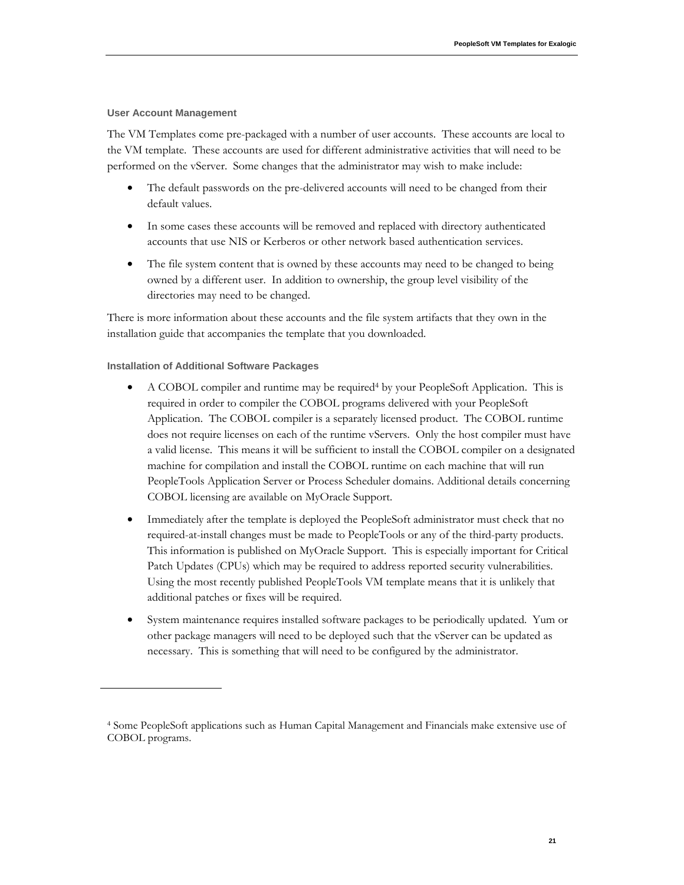### User Account Management

The VM Templates come pre-packaged with a number of user accounts. These accounts are local to the VM template. These accounts are used for different administrative activities that will need to be performed on the vServer. Some changes that the administrator may wish to make include:

- The default passwords on the pre-delivered accounts will need to be changed from their default values.
- In some cases these accounts will be removed and replaced with directory authenticated accounts that use NIS or Kerberos or other network based authentication services.
- The file system content that is owned by these accounts may need to be changed to being owned by a different user. In addition to ownership, the group level visibility of the directories may need to be changed.

There is more information about these accounts and the file system artifacts that they own in the installation guide that accompanies the template that you downloaded.

### Installation of Additional Software Packages

- A COBOL compiler and runtime may be required[4] by your PeopleSoft Application. This is required in order to compiler the COBOL programs delivered with your PeopleSoft Application. The COBOL compiler is a separately licensed product. The COBOL runtime does not require licenses on each of the runtime vServers. Only the host compiler must have a valid license. This means it will be sufficient to install the COBOL compiler on a designated machine for compilation and install the COBOL runtime on each machine that will run PeopleTools Application Server or Process Scheduler domains. Additional details concerning COBOL licensing are available on MyOracle Support.
- Immediately after the template is deployed the PeopleSoft administrator must check that no required-at-install changes must be made to PeopleTools or any of the third-party products. This information is published on MyOracle Support. This is especially important for Critical Patch Updates (CPUs) which may be required to address reported security vulnerabilities. Using the most recently published PeopleTools VM template means that it is unlikely that additional patches or fixes will be required.
- System maintenance requires installed software packages to be periodically updated. Yum or other package managers will need to be deployed such that the vServer can be updated as necessary. This is something that will need to be configured by the administrator.

---

[4] Some PeopleSoft applications such as Human Capital Management and Financials make extensive use of COBOL programs.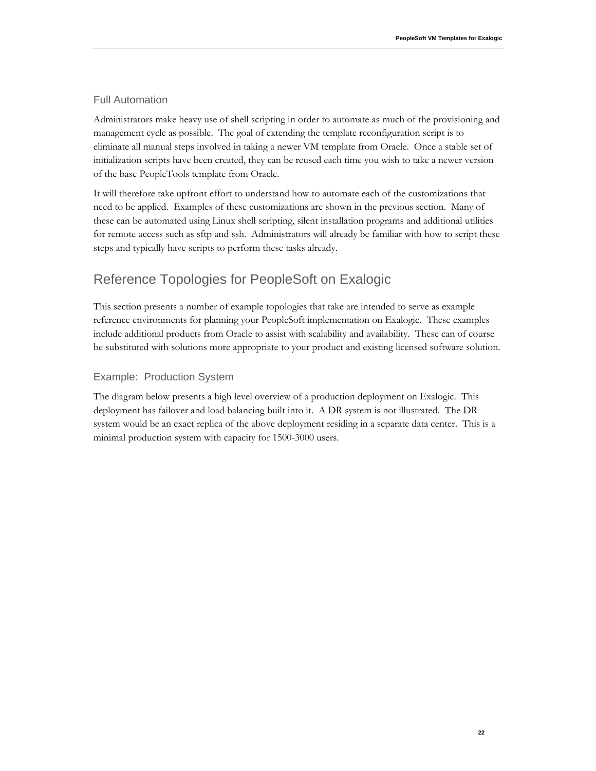### Full Automation

Administrators make heavy use of shell scripting in order to automate as much of the provisioning and management cycle as possible. The goal of extending the template reconfiguration script is to eliminate all manual steps involved in taking a newer VM template from Oracle. Once a stable set of initialization scripts have been created, they can be reused each time you wish to take a newer version of the base PeopleTools template from Oracle.

It will therefore take upfront effort to understand how to automate each of the customizations that need to be applied. Examples of these customizations are shown in the previous section. Many of these can be automated using Linux shell scripting, silent installation programs and additional utilities for remote access such as sftp and ssh. Administrators will already be familiar with how to script these steps and typically have scripts to perform these tasks already.

## Reference Topologies for PeopleSoft on Exalogic

This section presents a number of example topologies that take are intended to serve as example reference environments for planning your PeopleSoft implementation on Exalogic. These examples include additional products from Oracle to assist with scalability and availability. These can of course be substituted with solutions more appropriate to your product and existing licensed software solution.

### Example: Production System

The diagram below presents a high level overview of a production deployment on Exalogic. This deployment has failover and load balancing built into it. A DR system is not illustrated. The DR system would be an exact replica of the above deployment residing in a separate data center. This is a minimal production system with capacity for 1500-3000 users.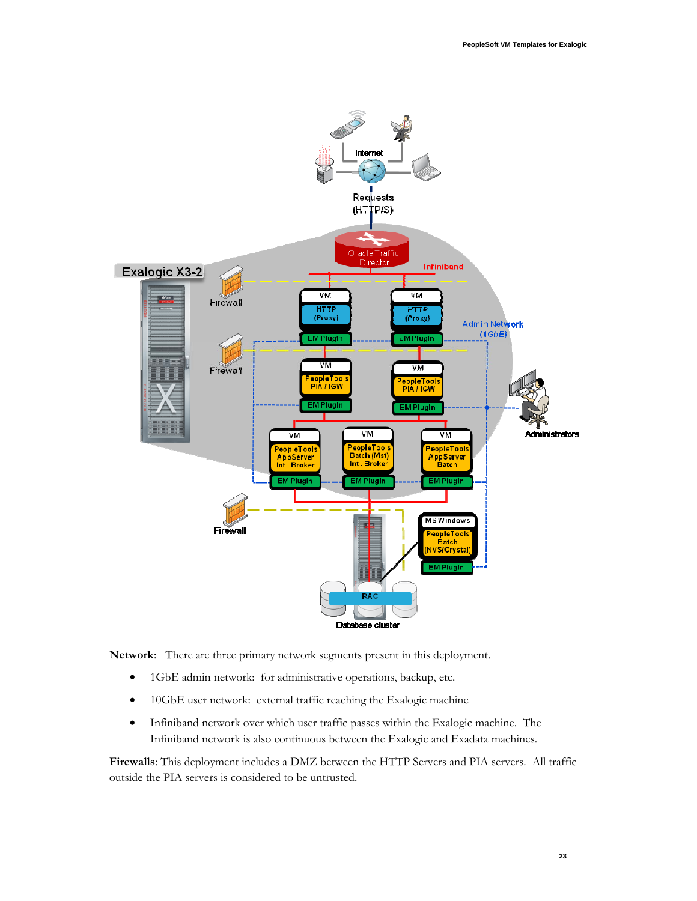**Network**: There are three primary network segments present in this deployment.

- 1GbE admin network: for administrative operations, backup, etc.
- 10GbE user network: external traffic reaching the Exalogic machine
- Infiniband network over which user traffic passes within the Exalogic machine. The Infiniband network is also continuous between the Exalogic and Exadata machines.

**Firewalls**: This deployment includes a DMZ between the HTTP Servers and PIA servers. All traffic outside the PIA servers is considered to be untrusted.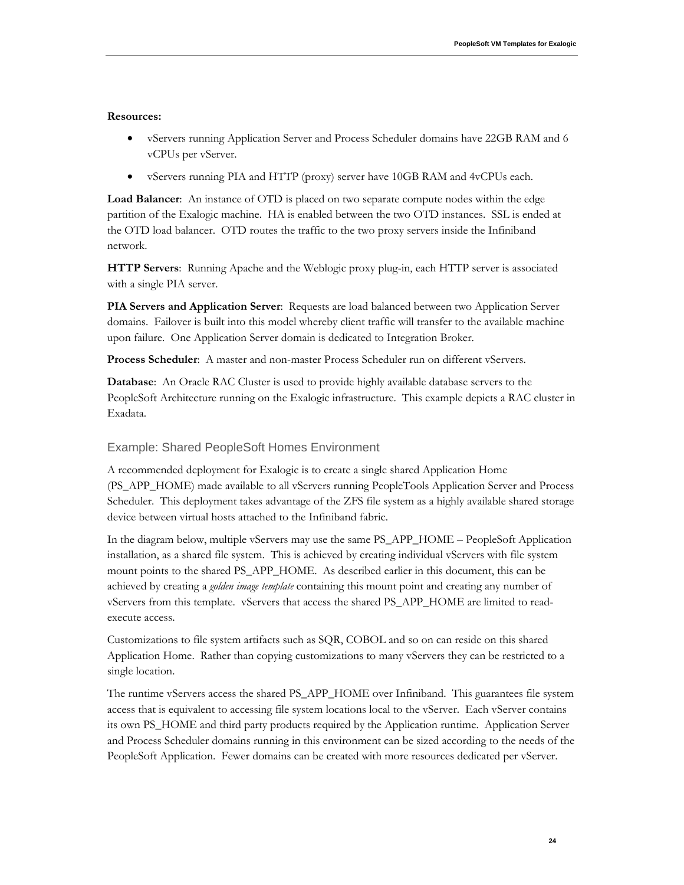**Resources:**

- vServers running Application Server and Process Scheduler domains have 22GB RAM and 6 vCPUs per vServer.
- vServers running PIA and HTTP (proxy) server have 10GB RAM and 4vCPUs each.

**Load Balancer**: An instance of OTD is placed on two separate compute nodes within the edge partition of the Exalogic machine. HA is enabled between the two OTD instances. SSL is ended at the OTD load balancer. OTD routes the traffic to the two proxy servers inside the Infiniband network.

**HTTP Servers**: Running Apache and the Weblogic proxy plug-in, each HTTP server is associated with a single PIA server.

**PIA Servers and Application Server**: Requests are load balanced between two Application Server domains. Failover is built into this model whereby client traffic will transfer to the available machine upon failure. One Application Server domain is dedicated to Integration Broker.

**Process Scheduler**: A master and non-master Process Scheduler run on different vServers.

**Database**: An Oracle RAC Cluster is used to provide highly available database servers to the PeopleSoft Architecture running on the Exalogic infrastructure. This example depicts a RAC cluster in Exadata.

### Example: Shared PeopleSoft Homes Environment

A recommended deployment for Exalogic is to create a single shared Application Home (PS_APP_HOME) made available to all vServers running PeopleTools Application Server and Process Scheduler. This deployment takes advantage of the ZFS file system as a highly available shared storage device between virtual hosts attached to the Infiniband fabric.

In the diagram below, multiple vServers may use the same PS_APP_HOME – PeopleSoft Application installation, as a shared file system. This is achieved by creating individual vServers with file system mount points to the shared PS_APP_HOME. As described earlier in this document, this can be achieved by creating a *golden image template* containing this mount point and creating any number of vServers from this template. vServers that access the shared PS_APP_HOME are limited to read-execute access.

Customizations to file system artifacts such as SQR, COBOL and so on can reside on this shared Application Home. Rather than copying customizations to many vServers they can be restricted to a single location.

The runtime vServers access the shared PS_APP_HOME over Infiniband. This guarantees file system access that is equivalent to accessing file system locations local to the vServer. Each vServer contains its own PS_HOME and third party products required by the Application runtime. Application Server and Process Scheduler domains running in this environment can be sized according to the needs of the PeopleSoft Application. Fewer domains can be created with more resources dedicated per vServer.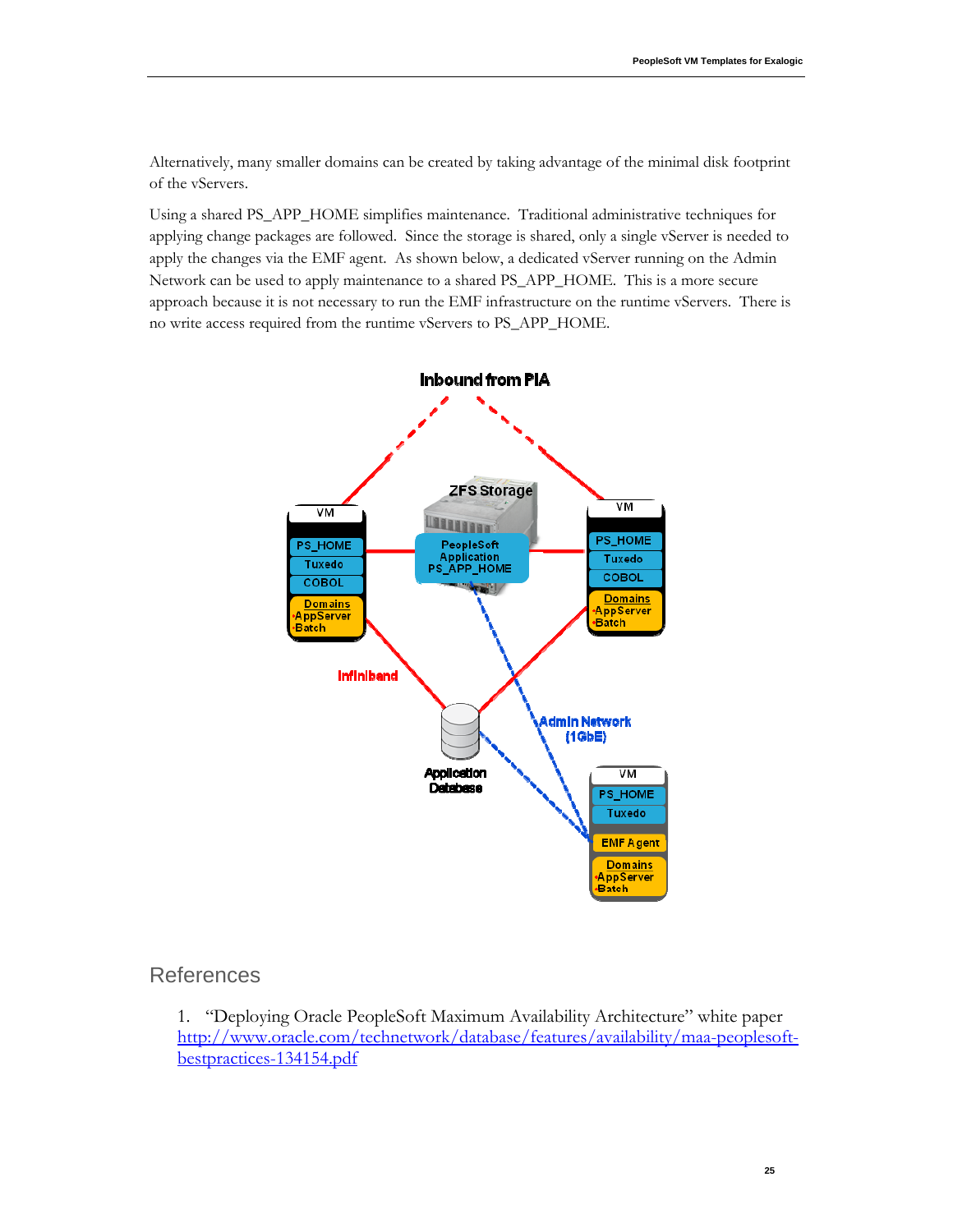Alternatively, many smaller domains can be created by taking advantage of the minimal disk footprint of the vServers.

Using a shared PS_APP_HOME simplifies maintenance. Traditional administrative techniques for applying change packages are followed. Since the storage is shared, only a single vServer is needed to apply the changes via the EMF agent. As shown below, a dedicated vServer running on the Admin Network can be used to apply maintenance to a shared PS_APP_HOME. This is a more secure approach because it is not necessary to run the EMF infrastructure on the runtime vServers. There is no write access required from the runtime vServers to PS_APP_HOME.

## References

1. "Deploying Oracle PeopleSoft Maximum Availability Architecture" white paper [http://www.oracle.com/technetwork/database/features/availability/maa-peoplesoft-bestpractices-134154.pdf](http://www.oracle.com/technetwork/database/features/availability/maa-peoplesoft-bestpractices-134154.pdf)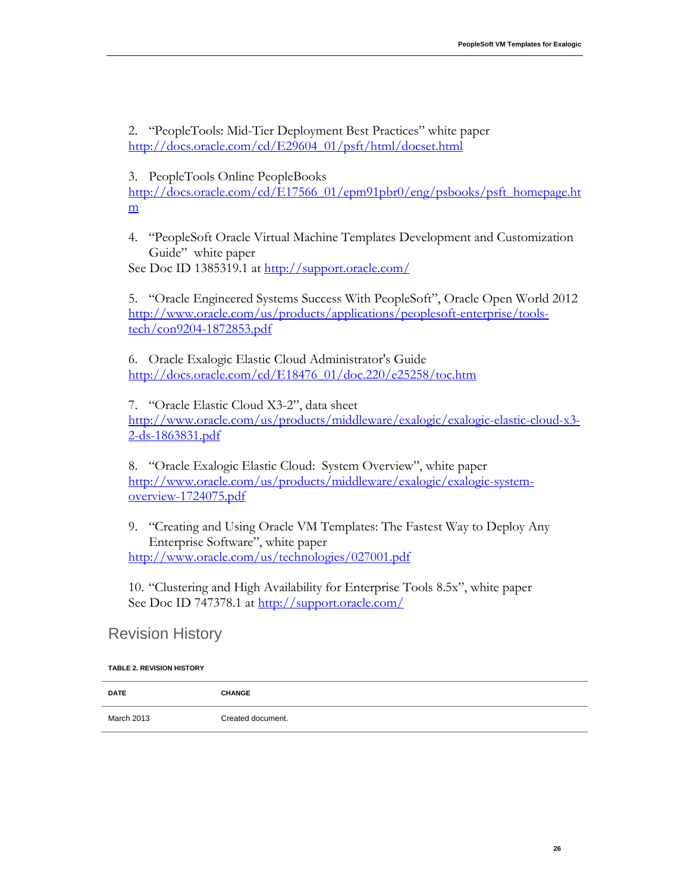2. "PeopleTools: Mid-Tier Deployment Best Practices" white paper
http://docs.oracle.com/cd/E29604_01/psft/html/docset.html

3. PeopleTools Online PeopleBooks
http://docs.oracle.com/cd/E17566_01/epm91pbr0/eng/psbooks/psft_homepage.htm

4. "PeopleSoft Oracle Virtual Machine Templates Development and Customization Guide" white paper
See Doc ID 1385319.1 at http://support.oracle.com/

5. "Oracle Engineered Systems Success With PeopleSoft", Oracle Open World 2012
http://www.oracle.com/us/products/applications/peoplesoft-enterprise/tools-tech/con9204-1872853.pdf

6. Oracle Exalogic Elastic Cloud Administrator's Guide
http://docs.oracle.com/cd/E18476_01/doc.220/e25258/toc.htm

7. "Oracle Elastic Cloud X3-2", data sheet
http://www.oracle.com/us/products/middleware/exalogic/exalogic-elastic-cloud-x3-2-ds-1863831.pdf

8. "Oracle Exalogic Elastic Cloud: System Overview", white paper
http://www.oracle.com/us/products/middleware/exalogic/exalogic-system-overview-1724075.pdf

9. "Creating and Using Oracle VM Templates: The Fastest Way to Deploy Any Enterprise Software", white paper
http://www.oracle.com/us/technologies/027001.pdf

10. "Clustering and High Availability for Enterprise Tools 8.5x", white paper
See Doc ID 747378.1 at http://support.oracle.com/

## Revision History

TABLE 2. REVISION HISTORY

| DATE | CHANGE |
|---|---|
| March 2013 | Created document. |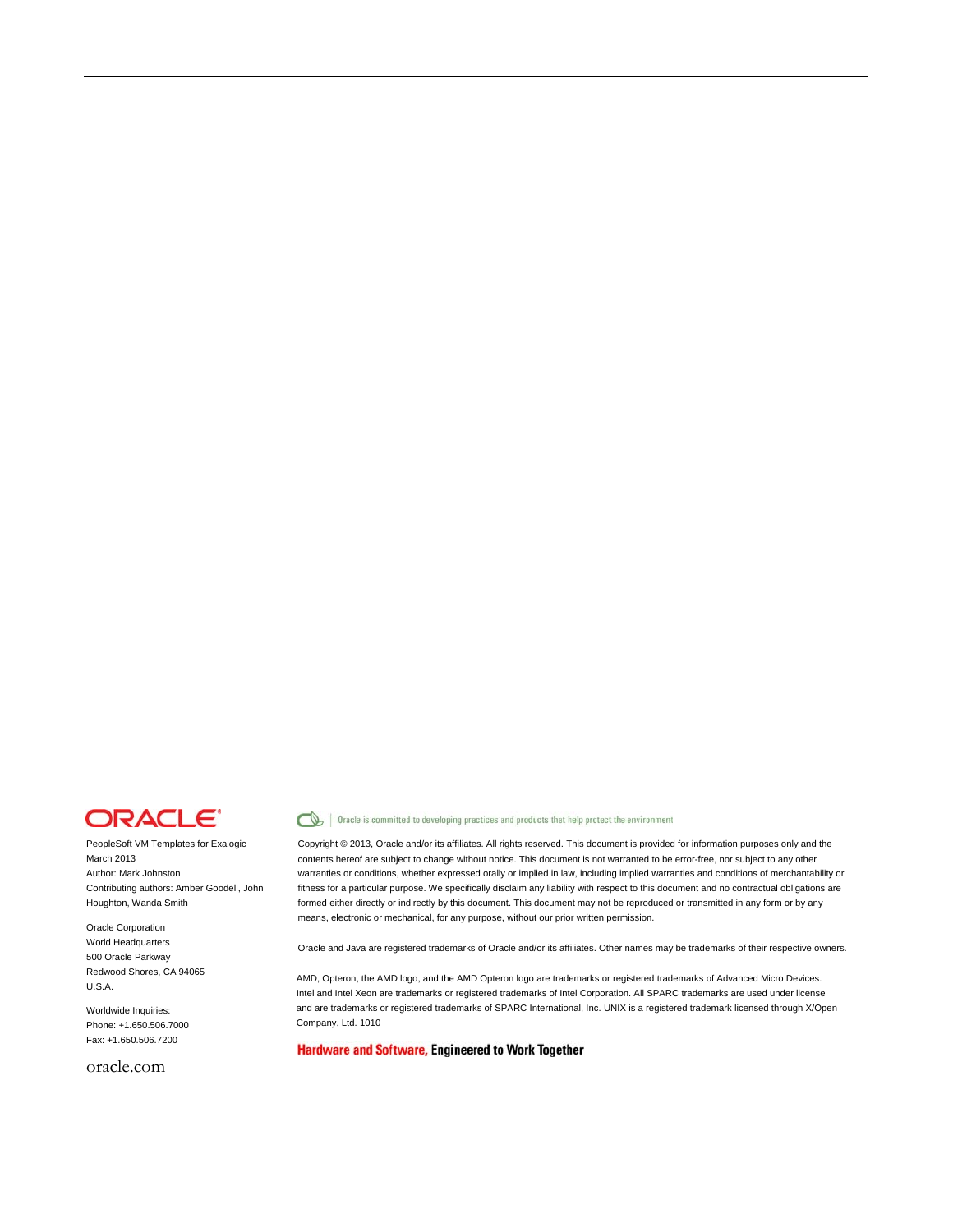ORACLE

PeopleSoft VM Templates for Exalogic
March 2013
Author: Mark Johnston
Contributing authors: Amber Goodell, John Houghton, Wanda Smith

Oracle Corporation
World Headquarters
500 Oracle Parkway
Redwood Shores, CA 94065
U.S.A.

Worldwide Inquiries:
Phone: +1.650.506.7000
Fax: +1.650.506.7200

oracle.com

Oracle is committed to developing practices and products that help protect the environment

Copyright © 2013, Oracle and/or its affiliates. All rights reserved. This document is provided for information purposes only and the contents hereof are subject to change without notice. This document is not warranted to be error-free, nor subject to any other warranties or conditions, whether expressed orally or implied in law, including implied warranties and conditions of merchantability or fitness for a particular purpose. We specifically disclaim any liability with respect to this document and no contractual obligations are formed either directly or indirectly by this document. This document may not be reproduced or transmitted in any form or by any means, electronic or mechanical, for any purpose, without our prior written permission.

Oracle and Java are registered trademarks of Oracle and/or its affiliates. Other names may be trademarks of their respective owners.

AMD, Opteron, the AMD logo, and the AMD Opteron logo are trademarks or registered trademarks of Advanced Micro Devices. Intel and Intel Xeon are trademarks or registered trademarks of Intel Corporation. All SPARC trademarks are used under license and are trademarks or registered trademarks of SPARC International, Inc. UNIX is a registered trademark licensed through X/Open Company, Ltd. 1010

**Hardware and Software, Engineered to Work Together**